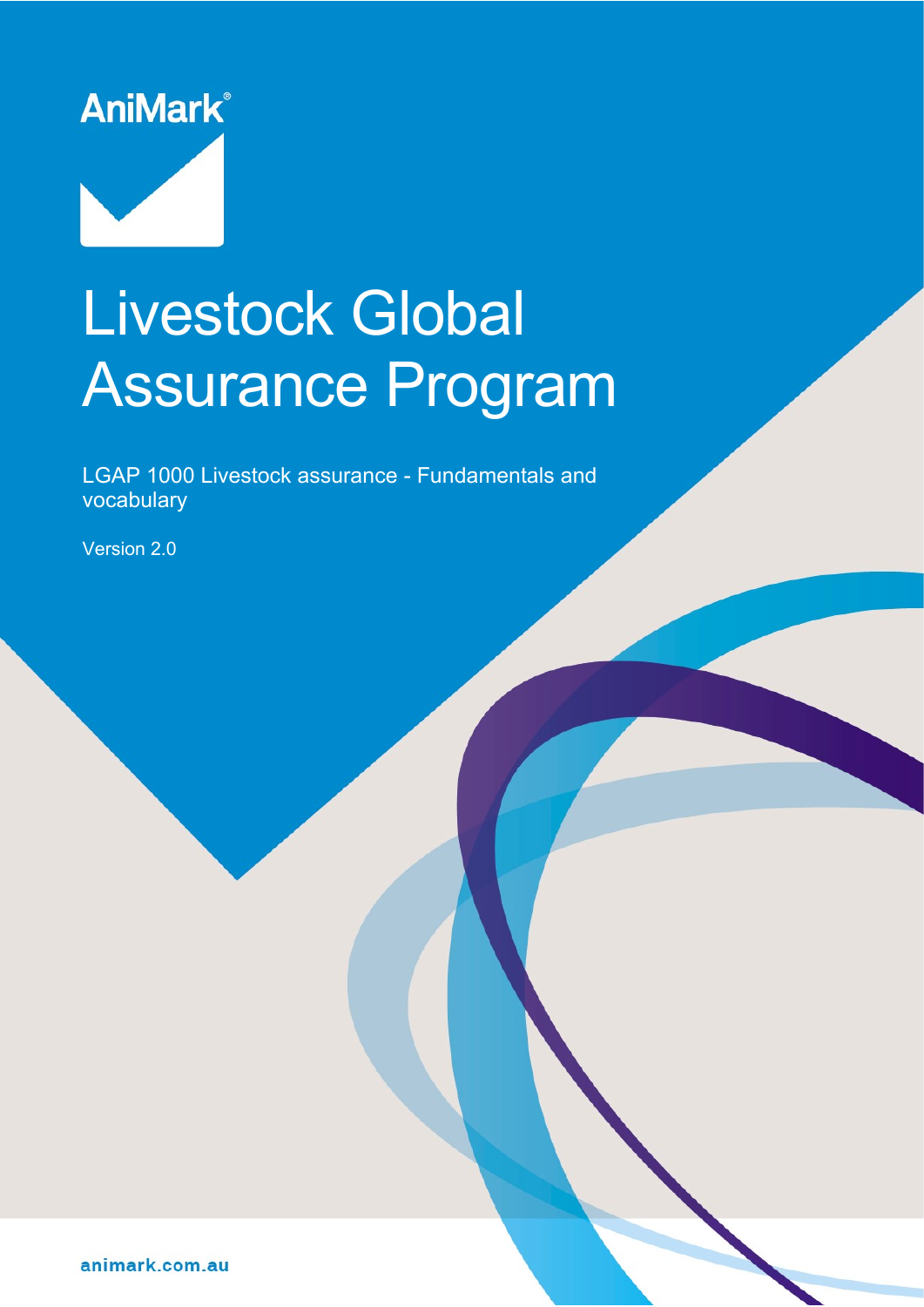AniMark®

# Livestock Global Assurance Program

LGAP 1000 Livestock assurance - Fundamentals and vocabulary

Version 2.0

animark.com.au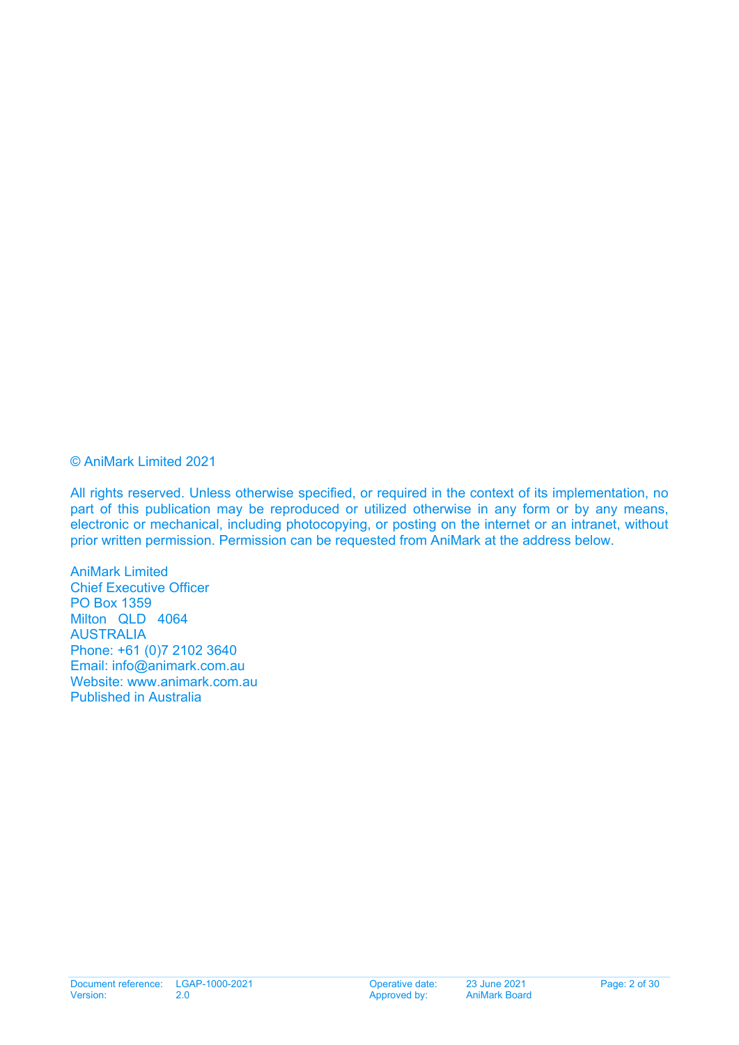© AniMark Limited 2021

All rights reserved. Unless otherwise specified, or required in the context of its implementation, no part of this publication may be reproduced or utilized otherwise in any form or by any means, electronic or mechanical, including photocopying, or posting on the internet or an intranet, without prior written permission. Permission can be requested from AniMark at the address below.

AniMark Limited
Chief Executive Officer
PO Box 1359
Milton QLD 4064
AUSTRALIA
Phone: +61 (0)7 2102 3640
Email: info@animark.com.au
Website: www.animark.com.au
Published in Australia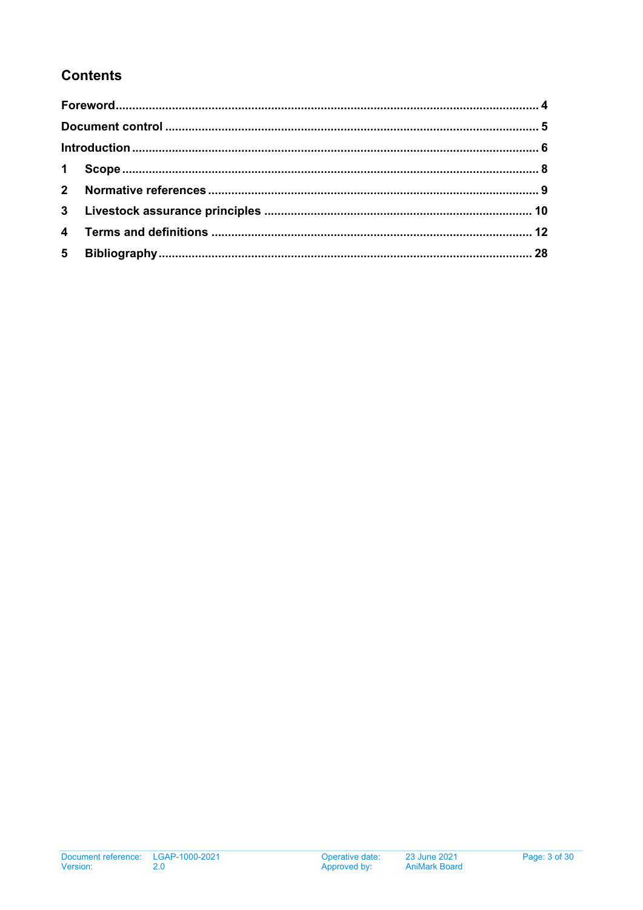## Contents

Foreword ........................................................................................................................ 4

Document control ......................................................................................................... 5

Introduction .................................................................................................................. 6

1 Scope ........................................................................................................................ 8

2 Normative references .............................................................................................. 9

3 Livestock assurance principles ............................................................................. 10

4 Terms and definitions ............................................................................................ 12

5 Bibliography ............................................................................................................ 28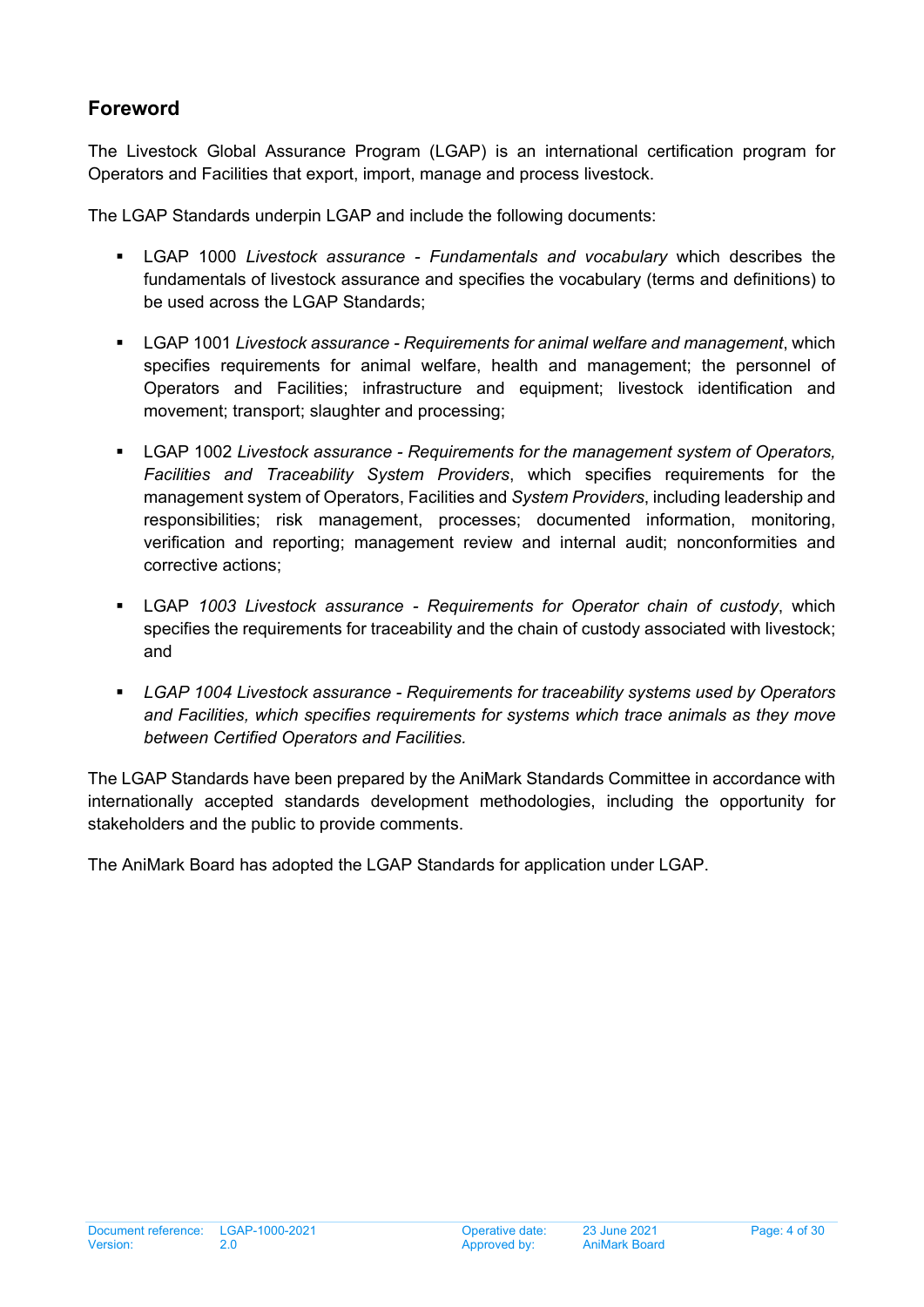## Foreword

The Livestock Global Assurance Program (LGAP) is an international certification program for Operators and Facilities that export, import, manage and process livestock.

The LGAP Standards underpin LGAP and include the following documents:

- LGAP 1000 *Livestock assurance - Fundamentals and vocabulary* which describes the fundamentals of livestock assurance and specifies the vocabulary (terms and definitions) to be used across the LGAP Standards;

- LGAP 1001 *Livestock assurance - Requirements for animal welfare and management*, which specifies requirements for animal welfare, health and management; the personnel of Operators and Facilities; infrastructure and equipment; livestock identification and movement; transport; slaughter and processing;

- LGAP 1002 *Livestock assurance - Requirements for the management system of Operators, Facilities and Traceability System Providers*, which specifies requirements for the management system of Operators, Facilities and *System Providers*, including leadership and responsibilities; risk management, processes; documented information, monitoring, verification and reporting; management review and internal audit; nonconformities and corrective actions;

- LGAP *1003 Livestock assurance - Requirements for Operator chain of custody*, which specifies the requirements for traceability and the chain of custody associated with livestock; and

- *LGAP 1004 Livestock assurance - Requirements for traceability systems used by Operators and Facilities, which specifies requirements for systems which trace animals as they move between Certified Operators and Facilities.*

The LGAP Standards have been prepared by the AniMark Standards Committee in accordance with internationally accepted standards development methodologies, including the opportunity for stakeholders and the public to provide comments.

The AniMark Board has adopted the LGAP Standards for application under LGAP.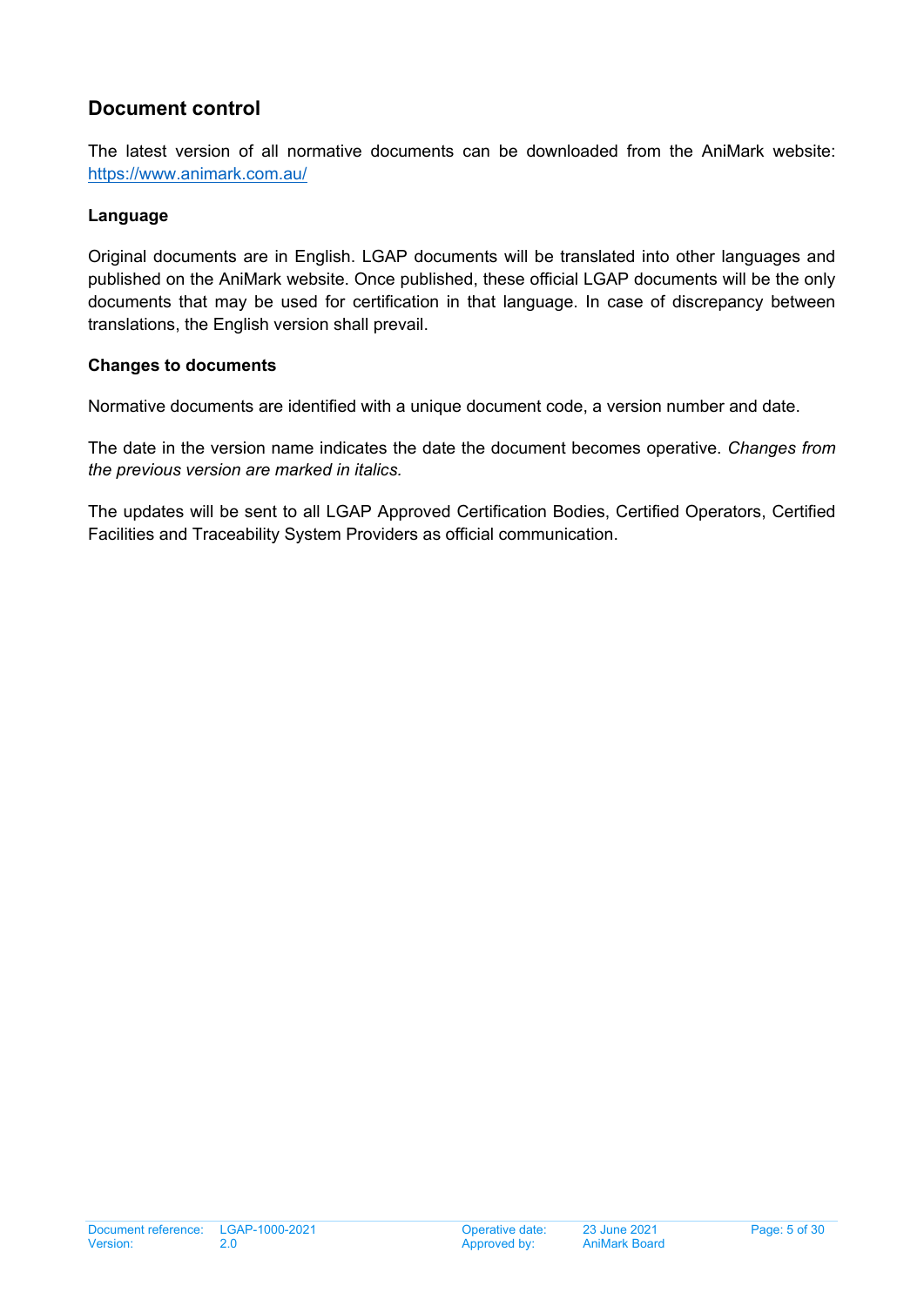## Document control

The latest version of all normative documents can be downloaded from the AniMark website: [https://www.animark.com.au/](https://www.animark.com.au/)

### Language

Original documents are in English. LGAP documents will be translated into other languages and published on the AniMark website. Once published, these official LGAP documents will be the only documents that may be used for certification in that language. In case of discrepancy between translations, the English version shall prevail.

### Changes to documents

Normative documents are identified with a unique document code, a version number and date.

The date in the version name indicates the date the document becomes operative. *Changes from the previous version are marked in italics.*

The updates will be sent to all LGAP Approved Certification Bodies, Certified Operators, Certified Facilities and Traceability System Providers as official communication.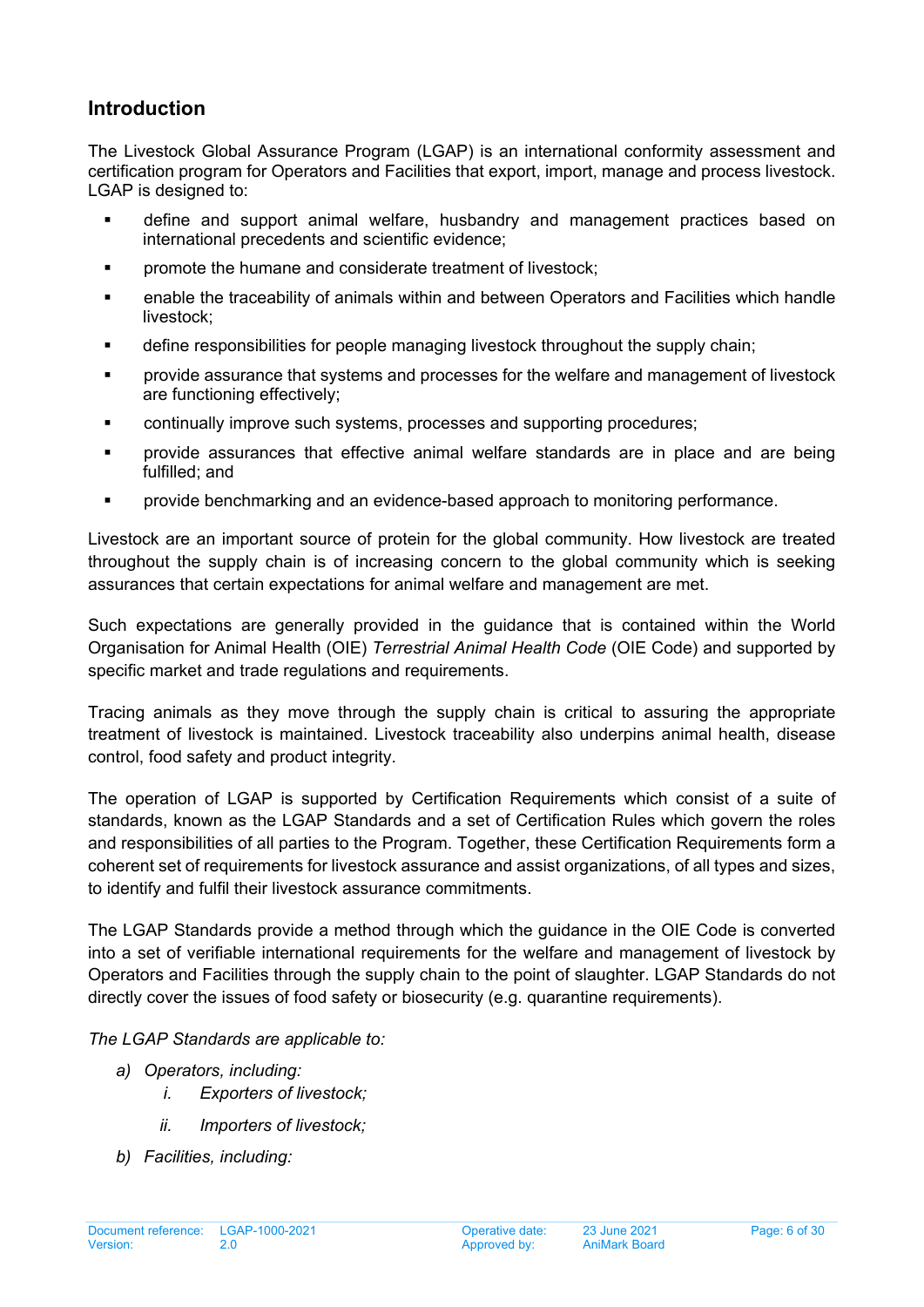## Introduction

The Livestock Global Assurance Program (LGAP) is an international conformity assessment and certification program for Operators and Facilities that export, import, manage and process livestock. LGAP is designed to:

- define and support animal welfare, husbandry and management practices based on international precedents and scientific evidence;
- promote the humane and considerate treatment of livestock;
- enable the traceability of animals within and between Operators and Facilities which handle livestock;
- define responsibilities for people managing livestock throughout the supply chain;
- provide assurance that systems and processes for the welfare and management of livestock are functioning effectively;
- continually improve such systems, processes and supporting procedures;
- provide assurances that effective animal welfare standards are in place and are being fulfilled; and
- provide benchmarking and an evidence-based approach to monitoring performance.

Livestock are an important source of protein for the global community. How livestock are treated throughout the supply chain is of increasing concern to the global community which is seeking assurances that certain expectations for animal welfare and management are met.

Such expectations are generally provided in the guidance that is contained within the World Organisation for Animal Health (OIE) *Terrestrial Animal Health Code* (OIE Code) and supported by specific market and trade regulations and requirements.

Tracing animals as they move through the supply chain is critical to assuring the appropriate treatment of livestock is maintained. Livestock traceability also underpins animal health, disease control, food safety and product integrity.

The operation of LGAP is supported by Certification Requirements which consist of a suite of standards, known as the LGAP Standards and a set of Certification Rules which govern the roles and responsibilities of all parties to the Program. Together, these Certification Requirements form a coherent set of requirements for livestock assurance and assist organizations, of all types and sizes, to identify and fulfil their livestock assurance commitments.

The LGAP Standards provide a method through which the guidance in the OIE Code is converted into a set of verifiable international requirements for the welfare and management of livestock by Operators and Facilities through the supply chain to the point of slaughter. LGAP Standards do not directly cover the issues of food safety or biosecurity (e.g. quarantine requirements).

*The LGAP Standards are applicable to:*

a) *Operators, including:*
   i. *Exporters of livestock;*
   ii. *Importers of livestock;*
b) *Facilities, including:*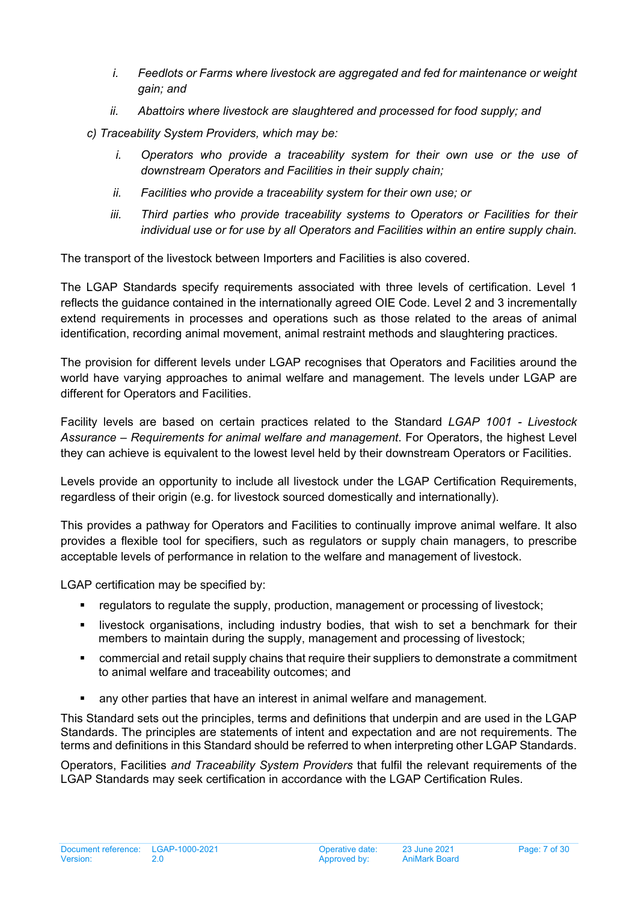i. *Feedlots or Farms where livestock are aggregated and fed for maintenance or weight gain; and*

   ii. *Abattoirs where livestock are slaughtered and processed for food supply; and*

c) *Traceability System Providers, which may be:*

   i. *Operators who provide a traceability system for their own use or the use of downstream Operators and Facilities in their supply chain;*

   ii. *Facilities who provide a traceability system for their own use; or*

   iii. *Third parties who provide traceability systems to Operators or Facilities for their individual use or for use by all Operators and Facilities within an entire supply chain.*

The transport of the livestock between Importers and Facilities is also covered.

The LGAP Standards specify requirements associated with three levels of certification. Level 1 reflects the guidance contained in the internationally agreed OIE Code. Level 2 and 3 incrementally extend requirements in processes and operations such as those related to the areas of animal identification, recording animal movement, animal restraint methods and slaughtering practices.

The provision for different levels under LGAP recognises that Operators and Facilities around the world have varying approaches to animal welfare and management. The levels under LGAP are different for Operators and Facilities.

Facility levels are based on certain practices related to the Standard *LGAP 1001 - Livestock Assurance – Requirements for animal welfare and management*. For Operators, the highest Level they can achieve is equivalent to the lowest level held by their downstream Operators or Facilities.

Levels provide an opportunity to include all livestock under the LGAP Certification Requirements, regardless of their origin (e.g. for livestock sourced domestically and internationally).

This provides a pathway for Operators and Facilities to continually improve animal welfare. It also provides a flexible tool for specifiers, such as regulators or supply chain managers, to prescribe acceptable levels of performance in relation to the welfare and management of livestock.

LGAP certification may be specified by:

- regulators to regulate the supply, production, management or processing of livestock;
- livestock organisations, including industry bodies, that wish to set a benchmark for their members to maintain during the supply, management and processing of livestock;
- commercial and retail supply chains that require their suppliers to demonstrate a commitment to animal welfare and traceability outcomes; and
- any other parties that have an interest in animal welfare and management.

This Standard sets out the principles, terms and definitions that underpin and are used in the LGAP Standards. The principles are statements of intent and expectation and are not requirements. The terms and definitions in this Standard should be referred to when interpreting other LGAP Standards.

Operators, Facilities *and Traceability System Providers* that fulfil the relevant requirements of the LGAP Standards may seek certification in accordance with the LGAP Certification Rules.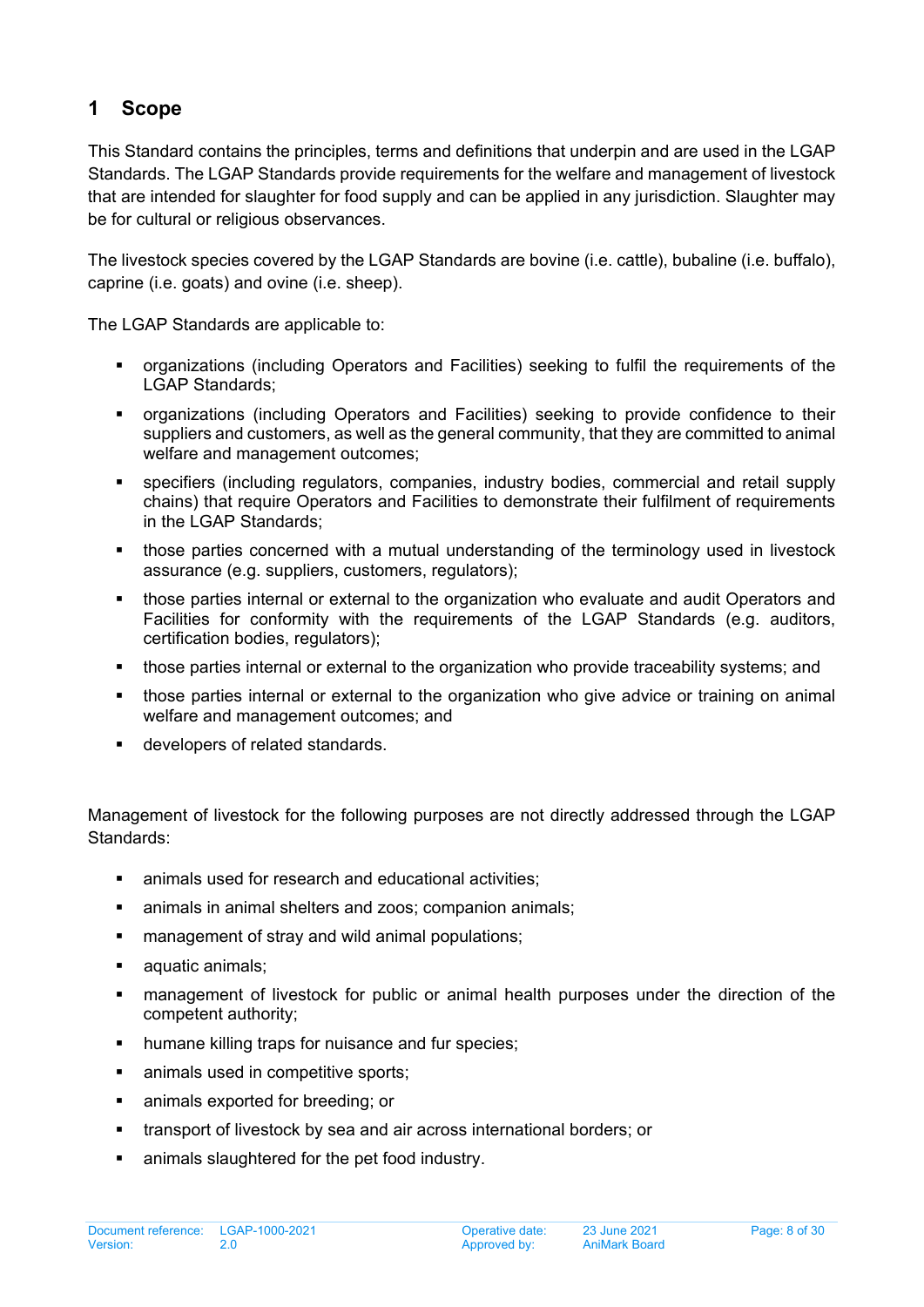# 1 Scope

This Standard contains the principles, terms and definitions that underpin and are used in the LGAP Standards. The LGAP Standards provide requirements for the welfare and management of livestock that are intended for slaughter for food supply and can be applied in any jurisdiction. Slaughter may be for cultural or religious observances.

The livestock species covered by the LGAP Standards are bovine (i.e. cattle), bubaline (i.e. buffalo), caprine (i.e. goats) and ovine (i.e. sheep).

The LGAP Standards are applicable to:

- organizations (including Operators and Facilities) seeking to fulfil the requirements of the LGAP Standards;
- organizations (including Operators and Facilities) seeking to provide confidence to their suppliers and customers, as well as the general community, that they are committed to animal welfare and management outcomes;
- specifiers (including regulators, companies, industry bodies, commercial and retail supply chains) that require Operators and Facilities to demonstrate their fulfilment of requirements in the LGAP Standards;
- those parties concerned with a mutual understanding of the terminology used in livestock assurance (e.g. suppliers, customers, regulators);
- those parties internal or external to the organization who evaluate and audit Operators and Facilities for conformity with the requirements of the LGAP Standards (e.g. auditors, certification bodies, regulators);
- those parties internal or external to the organization who provide traceability systems; and
- those parties internal or external to the organization who give advice or training on animal welfare and management outcomes; and
- developers of related standards.

Management of livestock for the following purposes are not directly addressed through the LGAP Standards:

- animals used for research and educational activities;
- animals in animal shelters and zoos; companion animals;
- management of stray and wild animal populations;
- aquatic animals;
- management of livestock for public or animal health purposes under the direction of the competent authority;
- humane killing traps for nuisance and fur species;
- animals used in competitive sports;
- animals exported for breeding; or
- transport of livestock by sea and air across international borders; or
- animals slaughtered for the pet food industry.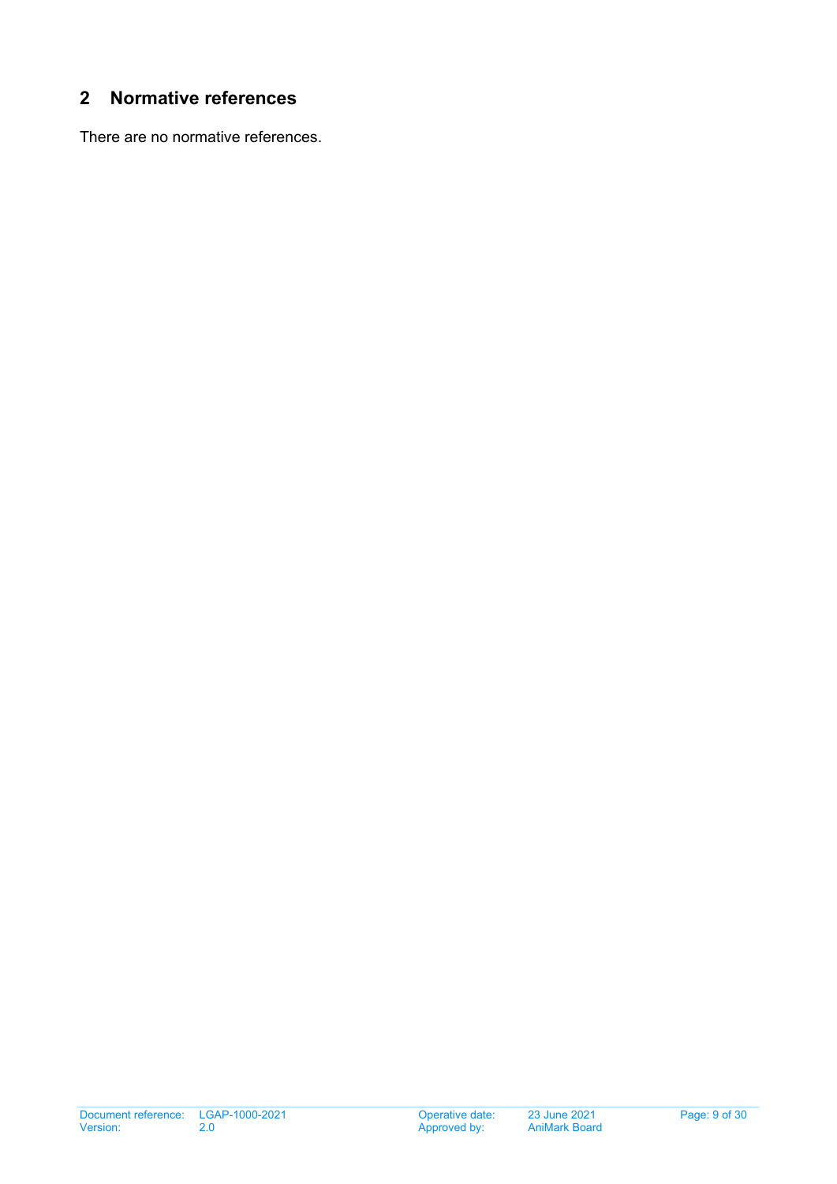## 2 Normative references

There are no normative references.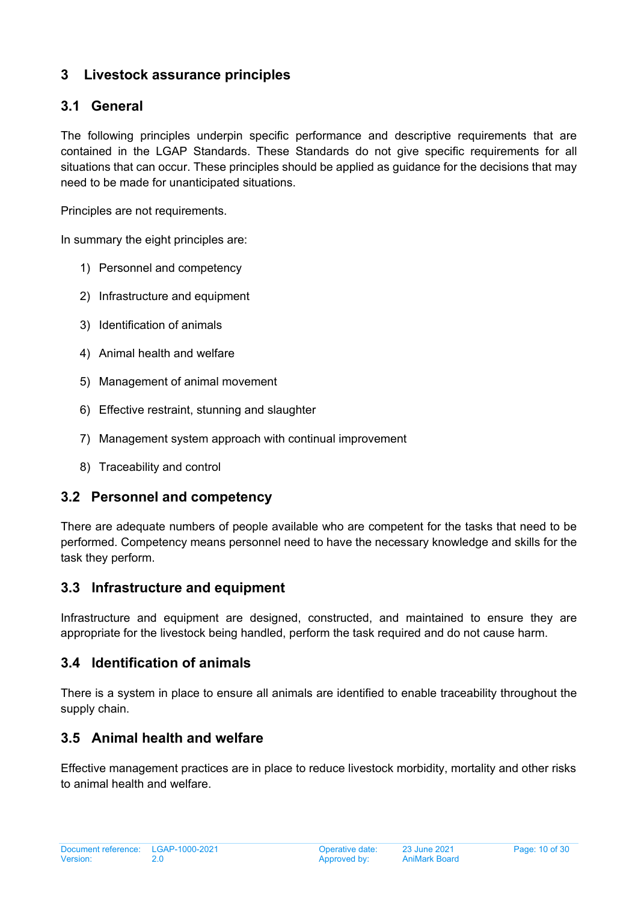# 3 Livestock assurance principles

## 3.1 General

The following principles underpin specific performance and descriptive requirements that are contained in the LGAP Standards. These Standards do not give specific requirements for all situations that can occur. These principles should be applied as guidance for the decisions that may need to be made for unanticipated situations.

Principles are not requirements.

In summary the eight principles are:

1) Personnel and competency
2) Infrastructure and equipment
3) Identification of animals
4) Animal health and welfare
5) Management of animal movement
6) Effective restraint, stunning and slaughter
7) Management system approach with continual improvement
8) Traceability and control

## 3.2 Personnel and competency

There are adequate numbers of people available who are competent for the tasks that need to be performed. Competency means personnel need to have the necessary knowledge and skills for the task they perform.

## 3.3 Infrastructure and equipment

Infrastructure and equipment are designed, constructed, and maintained to ensure they are appropriate for the livestock being handled, perform the task required and do not cause harm.

## 3.4 Identification of animals

There is a system in place to ensure all animals are identified to enable traceability throughout the supply chain.

## 3.5 Animal health and welfare

Effective management practices are in place to reduce livestock morbidity, mortality and other risks to animal health and welfare.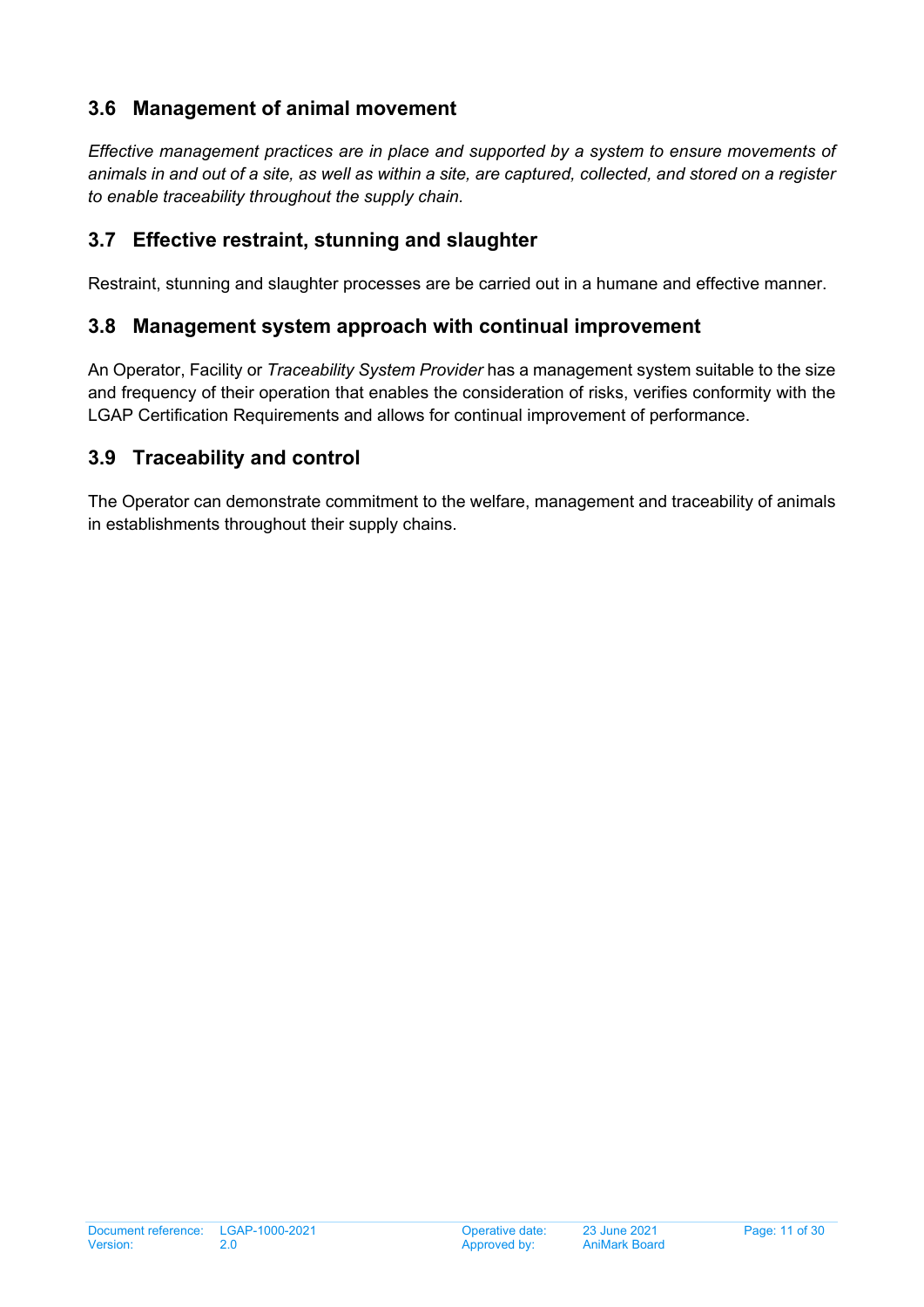## 3.6 Management of animal movement

*Effective management practices are in place and supported by a system to ensure movements of animals in and out of a site, as well as within a site, are captured, collected, and stored on a register to enable traceability throughout the supply chain.*

## 3.7 Effective restraint, stunning and slaughter

Restraint, stunning and slaughter processes are be carried out in a humane and effective manner.

## 3.8 Management system approach with continual improvement

An Operator, Facility or *Traceability System Provider* has a management system suitable to the size and frequency of their operation that enables the consideration of risks, verifies conformity with the LGAP Certification Requirements and allows for continual improvement of performance.

## 3.9 Traceability and control

The Operator can demonstrate commitment to the welfare, management and traceability of animals in establishments throughout their supply chains.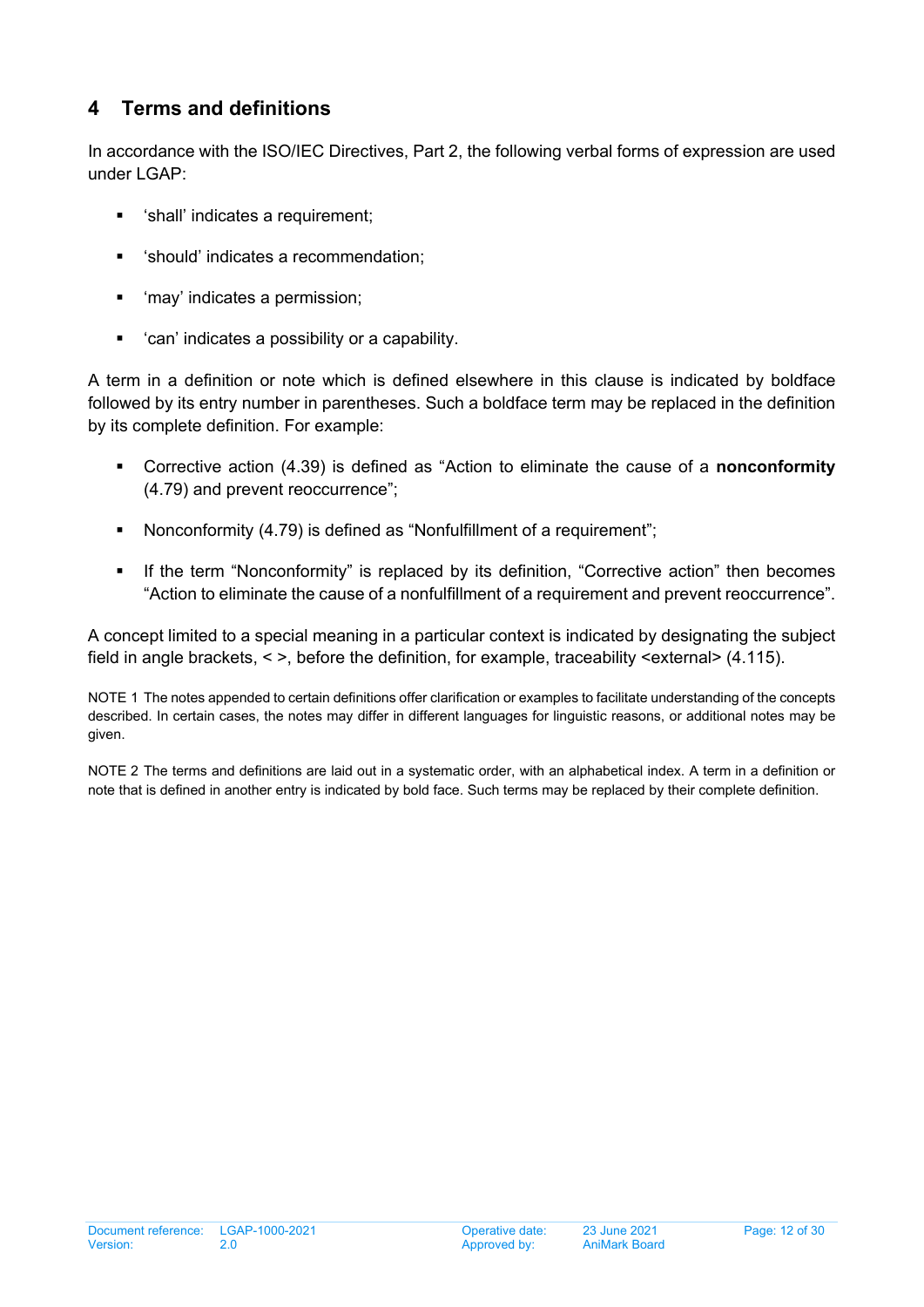## 4 Terms and definitions

In accordance with the ISO/IEC Directives, Part 2, the following verbal forms of expression are used under LGAP:

- 'shall' indicates a requirement;
- 'should' indicates a recommendation;
- 'may' indicates a permission;
- 'can' indicates a possibility or a capability.

A term in a definition or note which is defined elsewhere in this clause is indicated by boldface followed by its entry number in parentheses. Such a boldface term may be replaced in the definition by its complete definition. For example:

- Corrective action (4.39) is defined as "Action to eliminate the cause of a **nonconformity** (4.79) and prevent reoccurrence";
- Nonconformity (4.79) is defined as "Nonfulfillment of a requirement";
- If the term "Nonconformity" is replaced by its definition, "Corrective action" then becomes "Action to eliminate the cause of a nonfulfillment of a requirement and prevent reoccurrence".

A concept limited to a special meaning in a particular context is indicated by designating the subject field in angle brackets, < >, before the definition, for example, traceability <external> (4.115).

NOTE 1 The notes appended to certain definitions offer clarification or examples to facilitate understanding of the concepts described. In certain cases, the notes may differ in different languages for linguistic reasons, or additional notes may be given.

NOTE 2 The terms and definitions are laid out in a systematic order, with an alphabetical index. A term in a definition or note that is defined in another entry is indicated by bold face. Such terms may be replaced by their complete definition.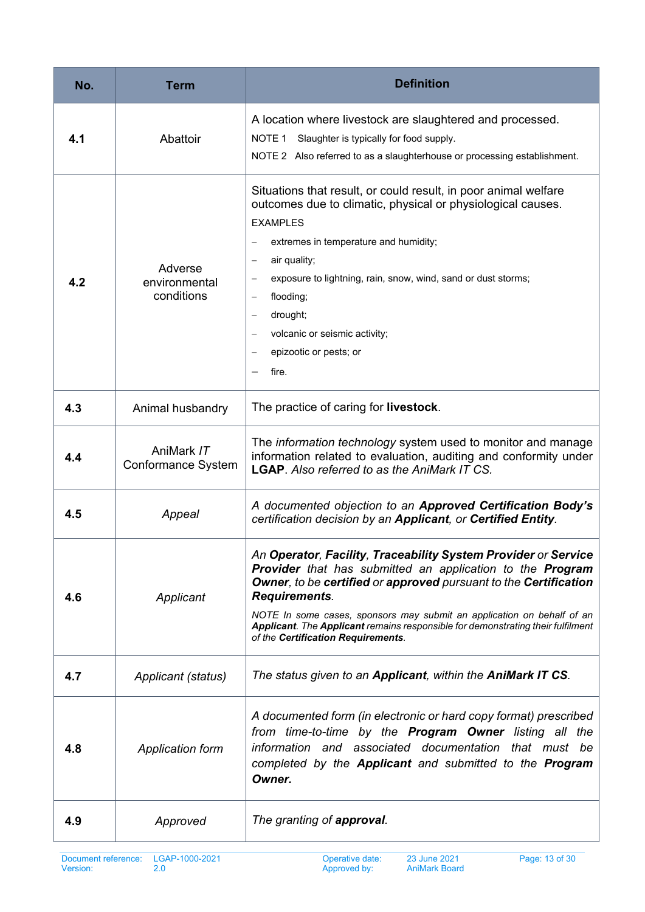| No. | Term | Definition |
| --- | --- | --- |
| **4.1** | Abattoir | A location where livestock are slaughtered and processed.<br>NOTE 1 Slaughter is typically for food supply.<br>NOTE 2 Also referred to as a slaughterhouse or processing establishment. |
| **4.2** | Adverse environmental conditions | Situations that result, or could result, in poor animal welfare outcomes due to climatic, physical or physiological causes.<br>EXAMPLES<br>– extremes in temperature and humidity;<br>– air quality;<br>– exposure to lightning, rain, snow, wind, sand or dust storms;<br>– flooding;<br>– drought;<br>– volcanic or seismic activity;<br>– epizootic or pests; or<br>– fire. |
| **4.3** | Animal husbandry | The practice of caring for **livestock**. |
| **4.4** | AniMark *IT* Conformance System | The *information technology* system used to monitor and manage information related to evaluation, auditing and conformity under **LGAP**. *Also referred to as the AniMark IT CS.* |
| **4.5** | *Appeal* | *A documented objection to an **Approved Certification Body's** certification decision by an **Applicant**, or **Certified Entity**.* |
| **4.6** | *Applicant* | *An **Operator**, **Facility**, **Traceability System Provider** or **Service Provider** that has submitted an application to the **Program Owner**, to be **certified** or **approved** pursuant to the **Certification Requirements**.*<br>*NOTE In some cases, sponsors may submit an application on behalf of an **Applicant**. The **Applicant** remains responsible for demonstrating their fulfilment of the **Certification Requirements**.* |
| **4.7** | *Applicant (status)* | *The status given to an **Applicant**, within the **AniMark IT CS**.* |
| **4.8** | *Application form* | *A documented form (in electronic or hard copy format) prescribed from time-to-time by the **Program Owner** listing all the information and associated documentation that must be completed by the **Applicant** and submitted to the **Program Owner.*** |
| **4.9** | *Approved* | *The granting of **approval**.* |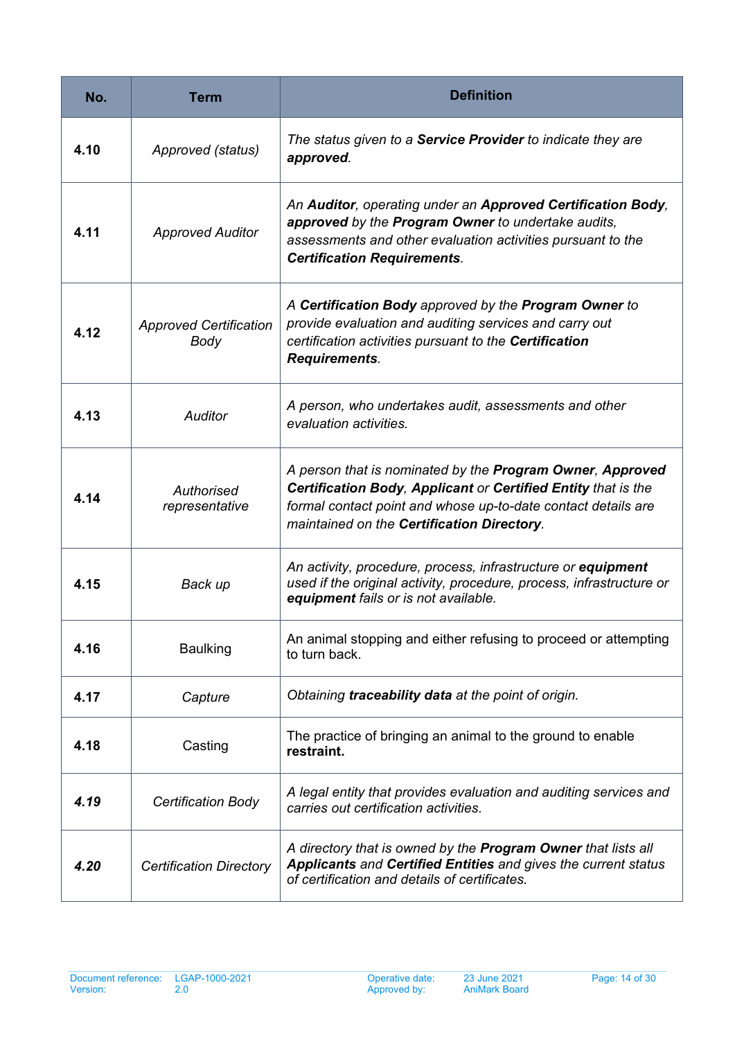| No. | Term | Definition |
|---|---|---|
| **4.10** | *Approved (status)* | *The status given to a* ***Service Provider*** *to indicate they are* ***approved****.* |
| **4.11** | *Approved Auditor* | *An* ***Auditor****, operating under an* ***Approved Certification Body****,* ***approved*** *by the* ***Program Owner*** *to undertake audits, assessments and other evaluation activities pursuant to the* ***Certification Requirements****.* |
| **4.12** | *Approved Certification Body* | *A* ***Certification Body*** *approved by the* ***Program Owner*** *to provide evaluation and auditing services and carry out certification activities pursuant to the* ***Certification Requirements****.* |
| **4.13** | *Auditor* | *A person, who undertakes audit, assessments and other evaluation activities.* |
| **4.14** | *Authorised representative* | *A person that is nominated by the* ***Program Owner****,* ***Approved Certification Body****,* ***Applicant*** *or* ***Certified Entity*** *that is the formal contact point and whose up-to-date contact details are maintained on the* ***Certification Directory****.* |
| **4.15** | *Back up* | *An activity, procedure, process, infrastructure or* ***equipment*** *used if the original activity, procedure, process, infrastructure or* ***equipment*** *fails or is not available.* |
| **4.16** | Baulking | An animal stopping and either refusing to proceed or attempting to turn back. |
| **4.17** | *Capture* | *Obtaining* ***traceability data*** *at the point of origin.* |
| **4.18** | Casting | The practice of bringing an animal to the ground to enable **restraint.** |
| ***4.19*** | *Certification Body* | *A legal entity that provides evaluation and auditing services and carries out certification activities.* |
| ***4.20*** | *Certification Directory* | *A directory that is owned by the* ***Program Owner*** *that lists all* ***Applicants*** *and* ***Certified Entities*** *and gives the current status of certification and details of certificates.* |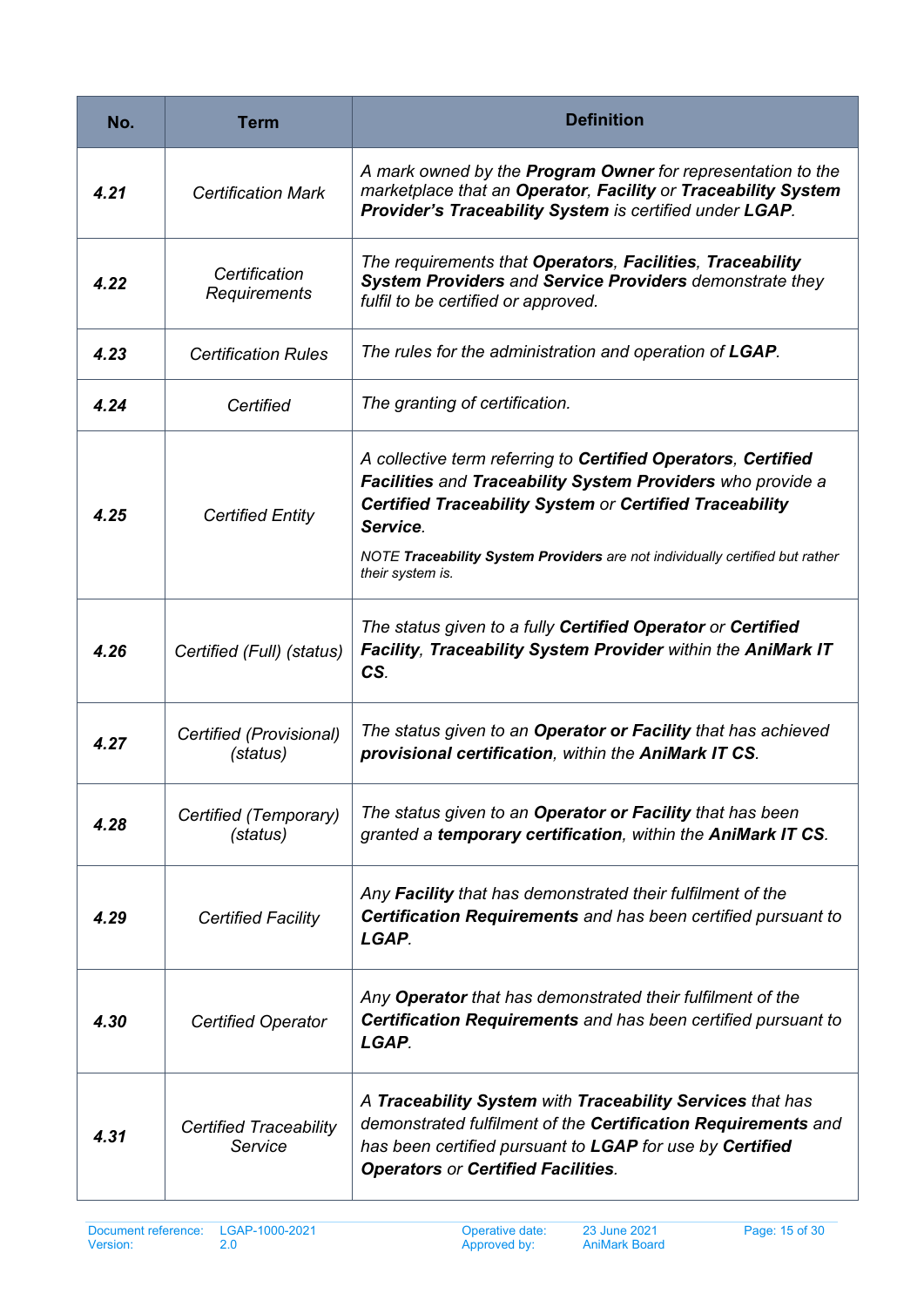| No. | Term | Definition |
| --- | --- | --- |
| ***4.21*** | *Certification Mark* | *A mark owned by the* ***Program Owner*** *for representation to the marketplace that an* ***Operator****,* ***Facility*** *or* ***Traceability System Provider's Traceability System*** *is certified under* ***LGAP****.* |
| ***4.22*** | *Certification Requirements* | *The requirements that* ***Operators****,* ***Facilities****,* ***Traceability System Providers*** *and* ***Service Providers*** *demonstrate they fulfil to be certified or approved.* |
| ***4.23*** | *Certification Rules* | *The rules for the administration and operation of* ***LGAP****.* |
| ***4.24*** | *Certified* | *The granting of certification.* |
| ***4.25*** | *Certified Entity* | *A collective term referring to* ***Certified Operators****,* ***Certified Facilities*** *and* ***Traceability System Providers*** *who provide a* ***Certified Traceability System*** *or* ***Certified Traceability Service****.* <br> *NOTE* ***Traceability System Providers*** *are not individually certified but rather their system is.* |
| ***4.26*** | *Certified (Full) (status)* | *The status given to a fully* ***Certified Operator*** *or* ***Certified Facility****,* ***Traceability System Provider*** *within the* ***AniMark IT CS****.* |
| ***4.27*** | *Certified (Provisional) (status)* | *The status given to an* ***Operator or Facility*** *that has achieved* ***provisional certification****, within the* ***AniMark IT CS****.* |
| ***4.28*** | *Certified (Temporary) (status)* | *The status given to an* ***Operator or Facility*** *that has been granted a* ***temporary certification****, within the* ***AniMark IT CS****.* |
| ***4.29*** | *Certified Facility* | *Any* ***Facility*** *that has demonstrated their fulfilment of the* ***Certification Requirements*** *and has been certified pursuant to* ***LGAP****.* |
| ***4.30*** | *Certified Operator* | *Any* ***Operator*** *that has demonstrated their fulfilment of the* ***Certification Requirements*** *and has been certified pursuant to* ***LGAP****.* |
| ***4.31*** | *Certified Traceability Service* | *A* ***Traceability System*** *with* ***Traceability Services*** *that has demonstrated fulfilment of the* ***Certification Requirements*** *and has been certified pursuant to* ***LGAP*** *for use by* ***Certified Operators*** *or* ***Certified Facilities****.* |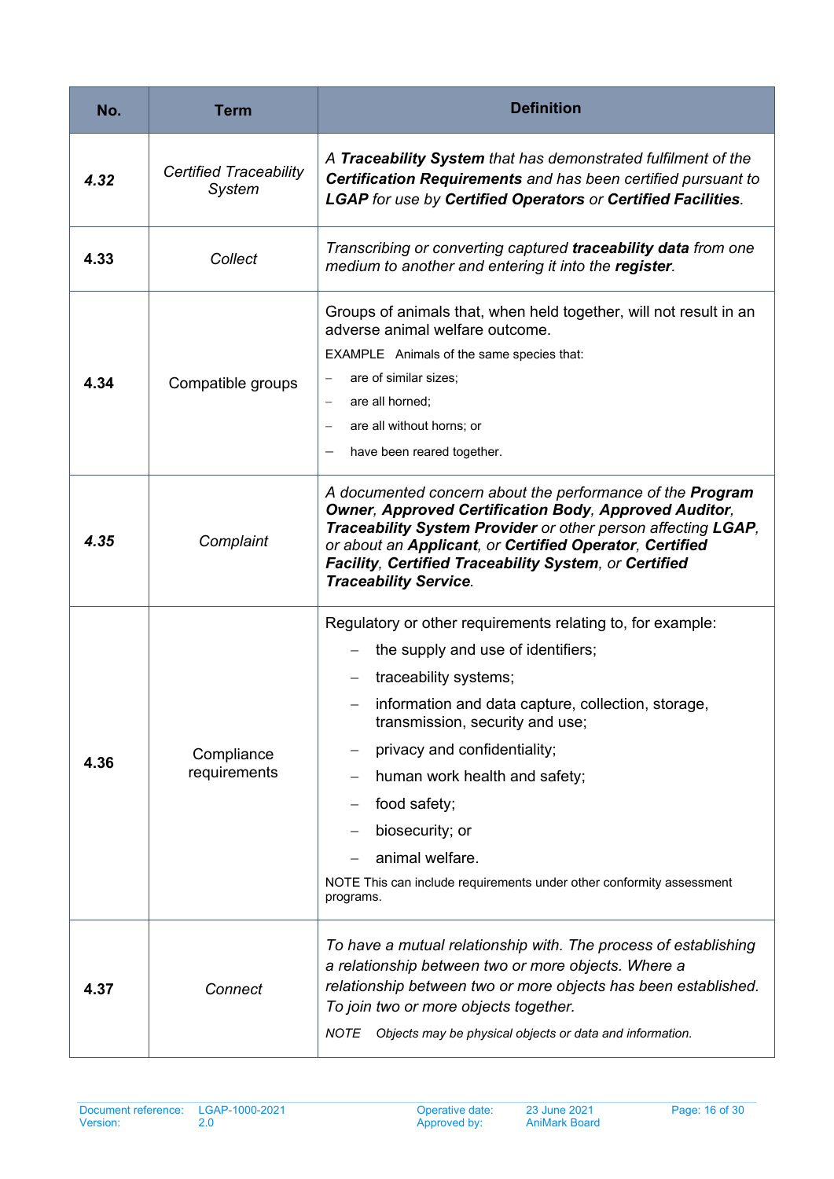| No. | Term | Definition |
|---|---|---|
| ***4.32*** | *Certified Traceability System* | *A **Traceability System** that has demonstrated fulfilment of the **Certification Requirements** and has been certified pursuant to **LGAP** for use by **Certified Operators** or **Certified Facilities**.* |
| **4.33** | *Collect* | *Transcribing or converting captured **traceability data** from one medium to another and entering it into the **register**.* |
| **4.34** | Compatible groups | Groups of animals that, when held together, will not result in an adverse animal welfare outcome.<br>EXAMPLE Animals of the same species that:<br>– are of similar sizes;<br>– are all horned;<br>– are all without horns; or<br>– have been reared together. |
| ***4.35*** | *Complaint* | *A documented concern about the performance of the **Program Owner**, **Approved Certification Body**, **Approved Auditor**, **Traceability System Provider** or other person affecting **LGAP**, or about an **Applicant**, or **Certified Operator**, **Certified Facility**, **Certified Traceability System**, or **Certified Traceability Service**.* |
| **4.36** | Compliance requirements | Regulatory or other requirements relating to, for example:<br>– the supply and use of identifiers;<br>– traceability systems;<br>– information and data capture, collection, storage, transmission, security and use;<br>– privacy and confidentiality;<br>– human work health and safety;<br>– food safety;<br>– biosecurity; or<br>– animal welfare.<br>NOTE This can include requirements under other conformity assessment programs. |
| **4.37** | *Connect* | *To have a mutual relationship with. The process of establishing a relationship between two or more objects. Where a relationship between two or more objects has been established. To join two or more objects together.*<br>*NOTE Objects may be physical objects or data and information.* |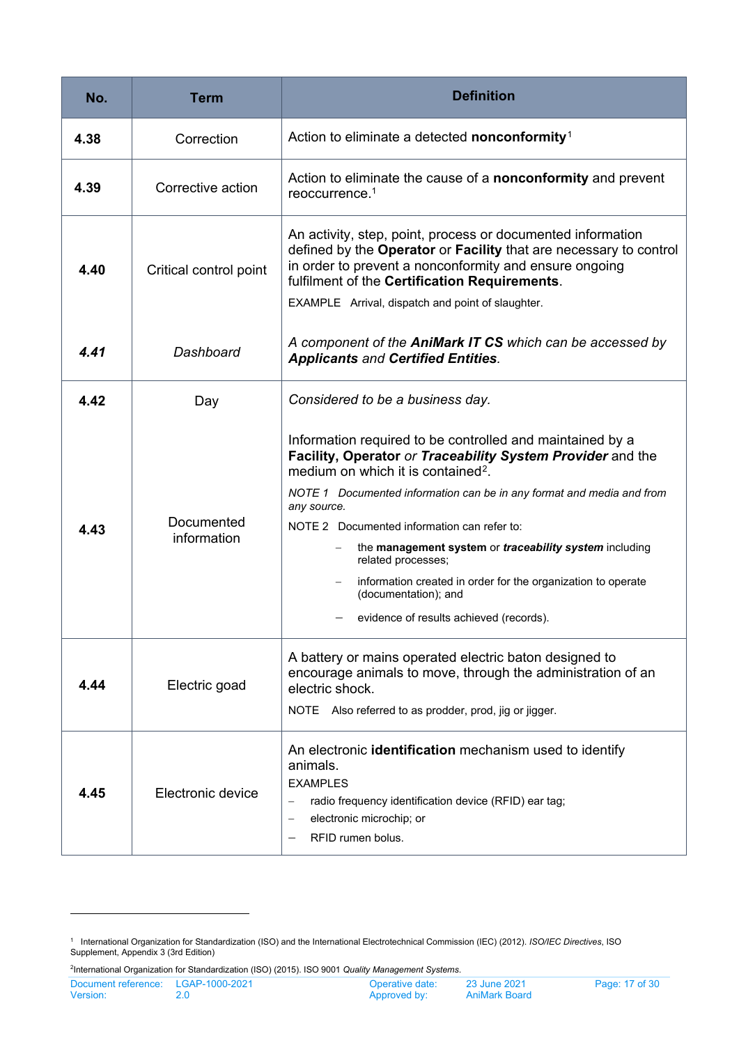| No. | Term | Definition |
|---|---|---|
| **4.38** | Correction | Action to eliminate a detected **nonconformity**[1] |
| **4.39** | Corrective action | Action to eliminate the cause of a **nonconformity** and prevent reoccurrence.[1] |
| **4.40** | Critical control point | An activity, step, point, process or documented information defined by the **Operator** or **Facility** that are necessary to control in order to prevent a nonconformity and ensure ongoing fulfilment of the **Certification Requirements**.<br><br>EXAMPLE Arrival, dispatch and point of slaughter. |
| ***4.41*** | *Dashboard* | *A component of the **AniMark IT CS** which can be accessed by **Applicants** and **Certified Entities**.* |
| **4.42** | Day | *Considered to be a business day.* |
| **4.43** | Documented information | Information required to be controlled and maintained by a **Facility, Operator** *or* ***Traceability System Provider*** and the medium on which it is contained[2].<br><br>*NOTE 1 Documented information can be in any format and media and from any source.*<br><br>NOTE 2 Documented information can refer to:<br>– the **management system** or ***traceability system*** including related processes;<br>– information created in order for the organization to operate (documentation); and<br>– evidence of results achieved (records). |
| **4.44** | Electric goad | A battery or mains operated electric baton designed to encourage animals to move, through the administration of an electric shock.<br><br>NOTE Also referred to as prodder, prod, jig or jigger. |
| **4.45** | Electronic device | An electronic **identification** mechanism used to identify animals.<br>EXAMPLES<br>– radio frequency identification device (RFID) ear tag;<br>– electronic microchip; or<br>– RFID rumen bolus. |

[1] International Organization for Standardization (ISO) and the International Electrotechnical Commission (IEC) (2012). *ISO/IEC Directives*, ISO Supplement, Appendix 3 (3rd Edition)

[2] International Organization for Standardization (ISO) (2015). ISO 9001 *Quality Management Systems*.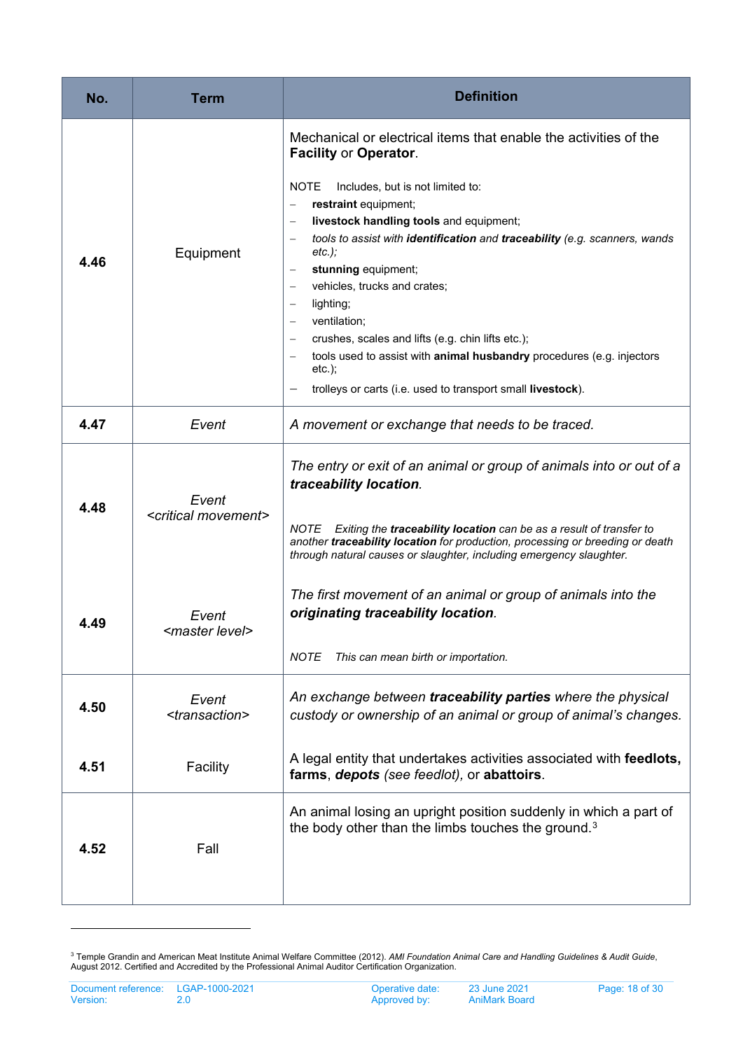| No. | Term | Definition |
|---|---|---|
| **4.46** | Equipment | Mechanical or electrical items that enable the activities of the **Facility** or **Operator**.<br><br>NOTE Includes, but is not limited to:<br>– **restraint** equipment;<br>– **livestock handling tools** and equipment;<br>– *tools to assist with **identification** and **traceability** (e.g. scanners, wands etc.);*<br>– **stunning** equipment;<br>– vehicles, trucks and crates;<br>– lighting;<br>– ventilation;<br>– crushes, scales and lifts (e.g. chin lifts etc.);<br>– tools used to assist with **animal husbandry** procedures (e.g. injectors etc.);<br>– trolleys or carts (i.e. used to transport small **livestock**). |
| **4.47** | *Event* | *A movement or exchange that needs to be traced.* |
| **4.48** | *Event <critical movement>* | *The entry or exit of an animal or group of animals into or out of a **traceability location**.*<br><br>*NOTE Exiting the **traceability location** can be as a result of transfer to another **traceability location** for production, processing or breeding or death through natural causes or slaughter, including emergency slaughter.* |
| **4.49** | *Event <master level>* | *The first movement of an animal or group of animals into the **originating traceability location**.*<br><br>*NOTE This can mean birth or importation.* |
| **4.50** | *Event <transaction>* | *An exchange between **traceability parties** where the physical custody or ownership of an animal or group of animal's changes.* |
| **4.51** | Facility | A legal entity that undertakes activities associated with **feedlots, farms**, ***depots*** *(see feedlot)*, or **abattoirs**. |
| **4.52** | Fall | An animal losing an upright position suddenly in which a part of the body other than the limbs touches the ground.[3] |

[3] Temple Grandin and American Meat Institute Animal Welfare Committee (2012). *AMI Foundation Animal Care and Handling Guidelines & Audit Guide*, August 2012. Certified and Accredited by the Professional Animal Auditor Certification Organization.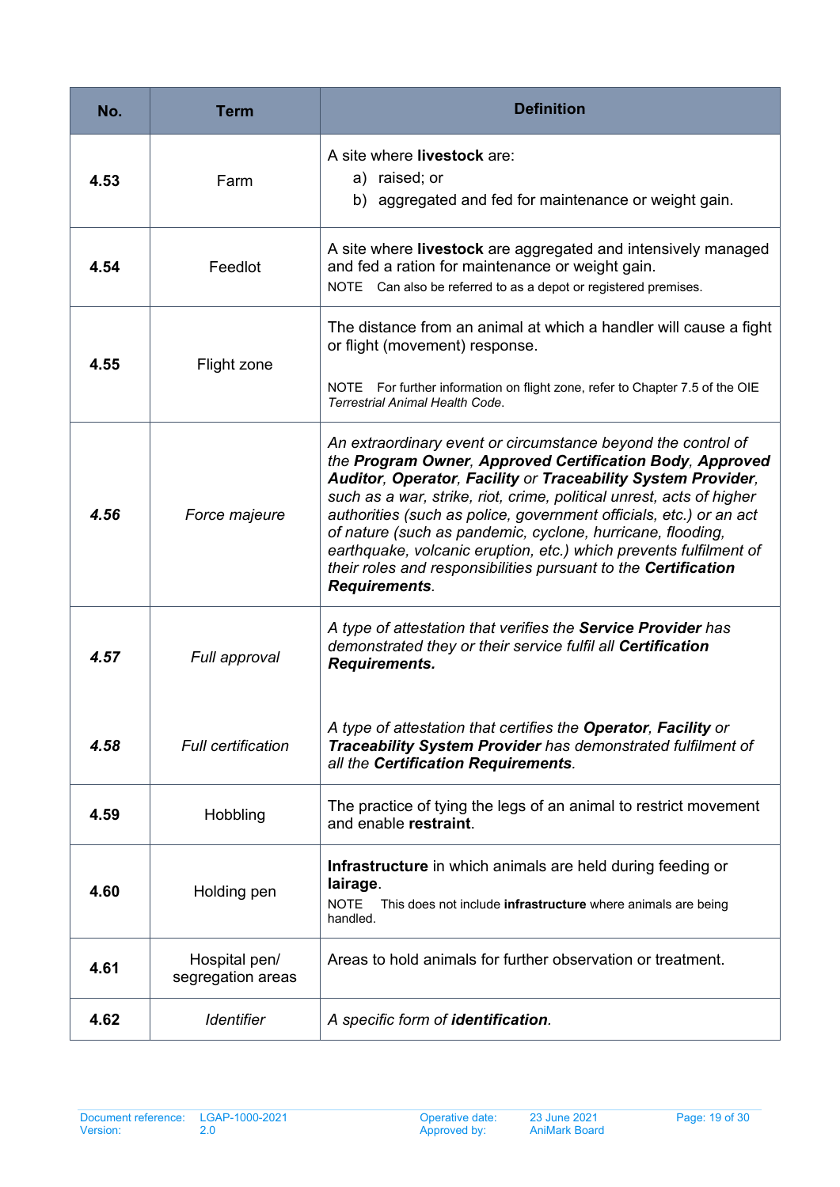| No. | Term | Definition |
|---|---|---|
| **4.53** | Farm | A site where **livestock** are: a) raised; or b) aggregated and fed for maintenance or weight gain. |
| **4.54** | Feedlot | A site where **livestock** are aggregated and intensively managed and fed a ration for maintenance or weight gain. NOTE Can also be referred to as a depot or registered premises. |
| **4.55** | Flight zone | The distance from an animal at which a handler will cause a fight or flight (movement) response. NOTE For further information on flight zone, refer to Chapter 7.5 of the OIE *Terrestrial Animal Health Code*. |
| ***4.56*** | *Force majeure* | *An extraordinary event or circumstance beyond the control of the **Program Owner**, **Approved Certification Body**, **Approved Auditor**, **Operator**, **Facility** or **Traceability System Provider**, such as a war, strike, riot, crime, political unrest, acts of higher authorities (such as police, government officials, etc.) or an act of nature (such as pandemic, cyclone, hurricane, flooding, earthquake, volcanic eruption, etc.) which prevents fulfilment of their roles and responsibilities pursuant to the **Certification Requirements**.* |
| ***4.57*** | *Full approval* | *A type of attestation that verifies the **Service Provider** has demonstrated they or their service fulfil all **Certification Requirements.*** |
| ***4.58*** | *Full certification* | *A type of attestation that certifies the **Operator**, **Facility** or **Traceability System Provider** has demonstrated fulfilment of all the **Certification Requirements**.* |
| **4.59** | Hobbling | The practice of tying the legs of an animal to restrict movement and enable **restraint**. |
| **4.60** | Holding pen | **Infrastructure** in which animals are held during feeding or **lairage**. NOTE This does not include **infrastructure** where animals are being handled. |
| **4.61** | Hospital pen/ segregation areas | Areas to hold animals for further observation or treatment. |
| **4.62** | *Identifier* | *A specific form of **identification**.* |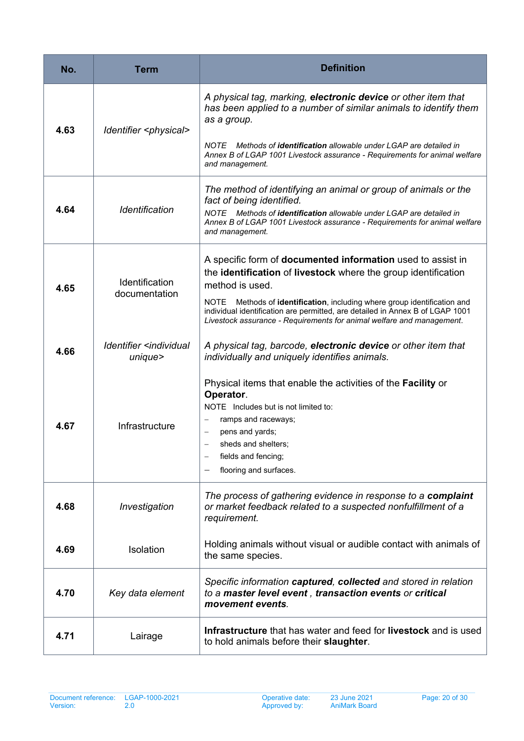| No. | Term | Definition |
|---|---|---|
| **4.63** | *Identifier <physical>* | *A physical tag, marking, **electronic device** or other item that has been applied to a number of similar animals to identify them as a group.*<br><br>*NOTE Methods of **identification** allowable under LGAP are detailed in Annex B of LGAP 1001 Livestock assurance - Requirements for animal welfare and management.* |
| **4.64** | *Identification* | *The method of identifying an animal or group of animals or the fact of being identified.*<br>*NOTE Methods of **identification** allowable under LGAP are detailed in Annex B of LGAP 1001 Livestock assurance - Requirements for animal welfare and management.* |
| **4.65** | Identification documentation | A specific form of **documented information** used to assist in the **identification** of **livestock** where the group identification method is used.<br><br>NOTE Methods of **identification**, including where group identification and individual identification are permitted, are detailed in Annex B of LGAP 1001 *Livestock assurance - Requirements for animal welfare and management.* |
| **4.66** | *Identifier <individual unique>* | *A physical tag, barcode, **electronic device** or other item that individually and uniquely identifies animals.* |
| **4.67** | Infrastructure | Physical items that enable the activities of the **Facility** or **Operator**.<br>NOTE Includes but is not limited to:<br>– ramps and raceways;<br>– pens and yards;<br>– sheds and shelters;<br>– fields and fencing;<br>– flooring and surfaces. |
| **4.68** | *Investigation* | *The process of gathering evidence in response to a **complaint** or market feedback related to a suspected nonfulfillment of a requirement.* |
| **4.69** | Isolation | Holding animals without visual or audible contact with animals of the same species. |
| **4.70** | *Key data element* | *Specific information **captured**, **collected** and stored in relation to a **master level event** , **transaction events** or **critical movement events**.* |
| **4.71** | Lairage | **Infrastructure** that has water and feed for **livestock** and is used to hold animals before their **slaughter**. |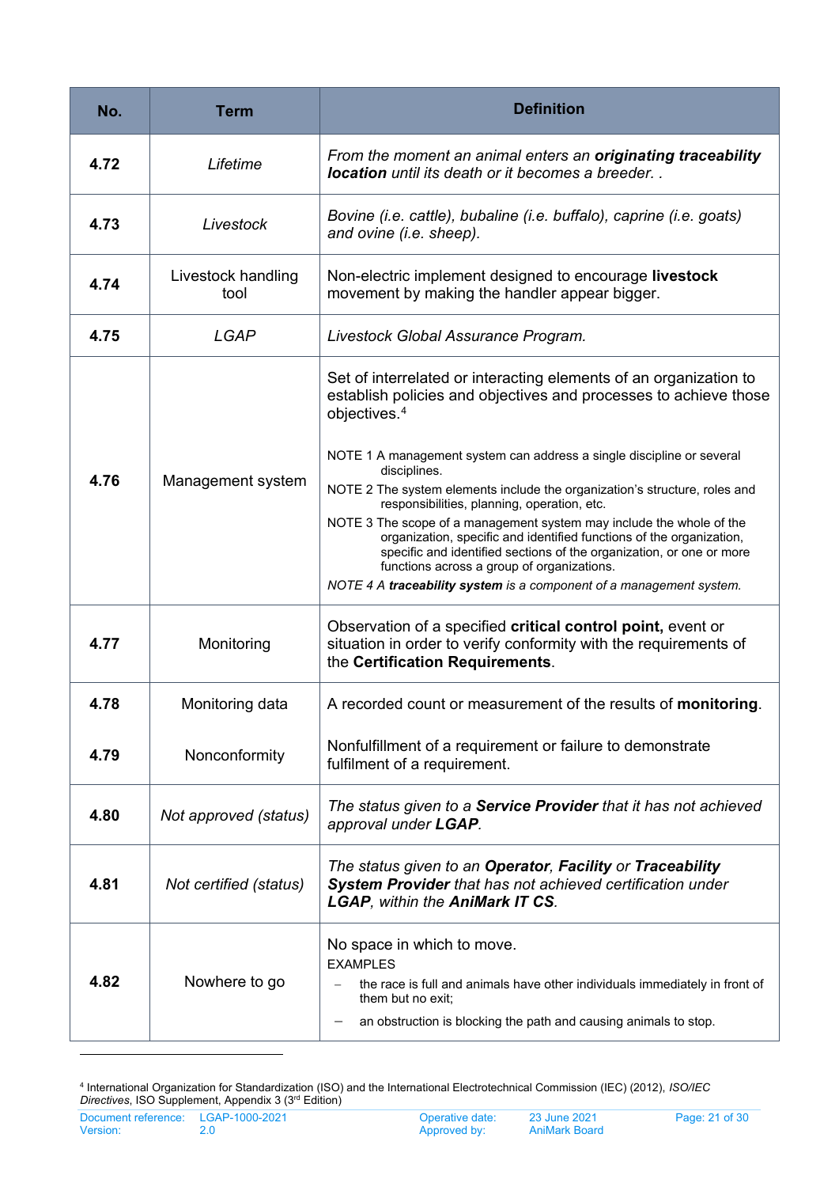| No. | Term | Definition |
|---|---|---|
| **4.72** | *Lifetime* | *From the moment an animal enters an **originating traceability location** until its death or it becomes a breeder. .* |
| **4.73** | *Livestock* | *Bovine (i.e. cattle), bubaline (i.e. buffalo), caprine (i.e. goats) and ovine (i.e. sheep).* |
| **4.74** | Livestock handling tool | Non-electric implement designed to encourage **livestock** movement by making the handler appear bigger. |
| **4.75** | *LGAP* | *Livestock Global Assurance Program.* |
| **4.76** | Management system | Set of interrelated or interacting elements of an organization to establish policies and objectives and processes to achieve those objectives.[4]<br><br>NOTE 1 A management system can address a single discipline or several disciplines.<br>NOTE 2 The system elements include the organization's structure, roles and responsibilities, planning, operation, etc.<br>NOTE 3 The scope of a management system may include the whole of the organization, specific and identified functions of the organization, specific and identified sections of the organization, or one or more functions across a group of organizations.<br>*NOTE 4 A **traceability system** is a component of a management system.* |
| **4.77** | Monitoring | Observation of a specified **critical control point,** event or situation in order to verify conformity with the requirements of the **Certification Requirements**. |
| **4.78** | Monitoring data | A recorded count or measurement of the results of **monitoring**. |
| **4.79** | Nonconformity | Nonfulfillment of a requirement or failure to demonstrate fulfilment of a requirement. |
| **4.80** | *Not approved (status)* | *The status given to a **Service Provider** that it has not achieved approval under **LGAP**.* |
| **4.81** | *Not certified (status)* | *The status given to an **Operator**, **Facility** or **Traceability System Provider** that has not achieved certification under **LGAP**, within the **AniMark IT CS**.* |
| **4.82** | Nowhere to go | No space in which to move.<br>EXAMPLES<br>– the race is full and animals have other individuals immediately in front of them but no exit;<br>– an obstruction is blocking the path and causing animals to stop. |

[4] International Organization for Standardization (ISO) and the International Electrotechnical Commission (IEC) (2012), *ISO/IEC Directives*, ISO Supplement, Appendix 3 (3rd Edition)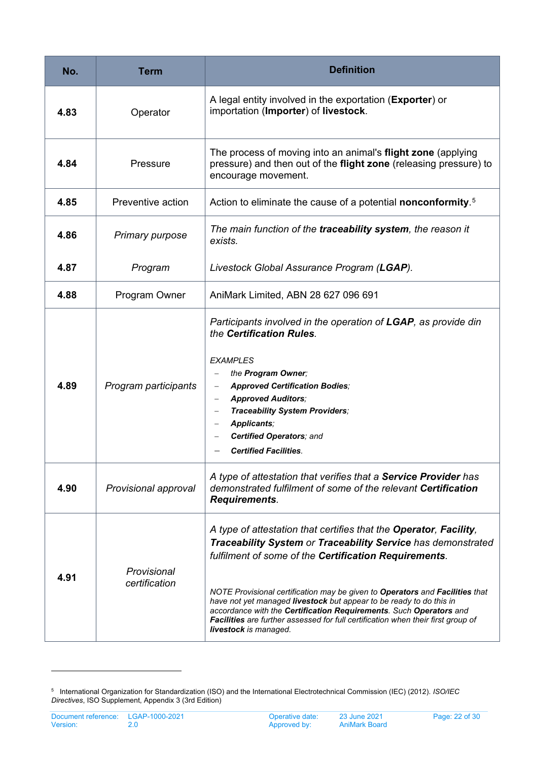| No. | Term | Definition |
|---|---|---|
| **4.83** | Operator | A legal entity involved in the exportation (**Exporter**) or importation (**Importer**) of **livestock**. |
| **4.84** | Pressure | The process of moving into an animal's **flight zone** (applying pressure) and then out of the **flight zone** (releasing pressure) to encourage movement. |
| **4.85** | Preventive action | Action to eliminate the cause of a potential **nonconformity**.[5] |
| **4.86** | *Primary purpose* | *The main function of the **traceability system**, the reason it exists.* |
| **4.87** | *Program* | *Livestock Global Assurance Program (**LGAP**).* |
| **4.88** | Program Owner | AniMark Limited, ABN 28 627 096 691 |
| **4.89** | *Program participants* | *Participants involved in the operation of **LGAP**, as provide din the **Certification Rules**.*<br><br>*EXAMPLES*<br>– *the **Program Owner**;*<br>– ***Approved Certification Bodies**;*<br>– ***Approved Auditors**;*<br>– ***Traceability System Providers**;*<br>– ***Applicants**;*<br>– ***Certified Operators**; and*<br>– ***Certified Facilities**.* |
| **4.90** | *Provisional approval* | *A type of attestation that verifies that a **Service Provider** has demonstrated fulfilment of some of the relevant **Certification Requirements**.* |
| **4.91** | *Provisional certification* | *A type of attestation that certifies that the **Operator**, **Facility**, **Traceability System** or **Traceability Service** has demonstrated fulfilment of some of the **Certification Requirements**.*<br><br>*NOTE Provisional certification may be given to **Operators** and **Facilities** that have not yet managed **livestock** but appear to be ready to do this in accordance with the **Certification Requirements**. Such **Operators** and **Facilities** are further assessed for full certification when their first group of **livestock** is managed.* |

[5] International Organization for Standardization (ISO) and the International Electrotechnical Commission (IEC) (2012). *ISO/IEC Directives*, ISO Supplement, Appendix 3 (3rd Edition)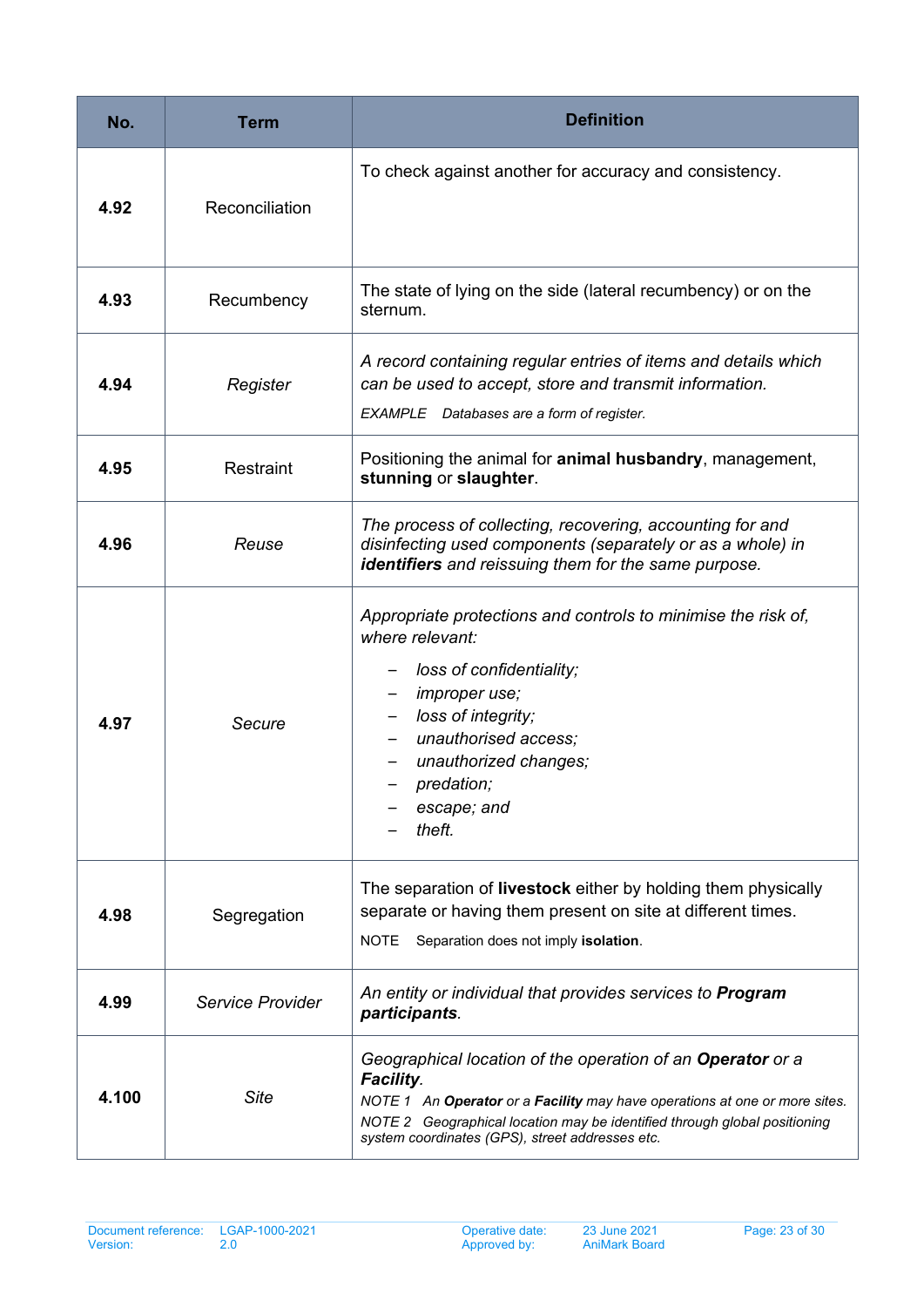| No. | Term | Definition |
|---|---|---|
| **4.92** | Reconciliation | To check against another for accuracy and consistency. |
| **4.93** | Recumbency | The state of lying on the side (lateral recumbency) or on the sternum. |
| **4.94** | *Register* | *A record containing regular entries of items and details which can be used to accept, store and transmit information.*<br>*EXAMPLE Databases are a form of register.* |
| **4.95** | Restraint | Positioning the animal for **animal husbandry**, management, **stunning** or **slaughter**. |
| **4.96** | *Reuse* | *The process of collecting, recovering, accounting for and disinfecting used components (separately or as a whole) in **identifiers** and reissuing them for the same purpose.* |
| **4.97** | *Secure* | *Appropriate protections and controls to minimise the risk of, where relevant:*<br>– *loss of confidentiality;*<br>– *improper use;*<br>– *loss of integrity;*<br>– *unauthorised access;*<br>– *unauthorized changes;*<br>– *predation;*<br>– *escape; and*<br>– *theft.* |
| **4.98** | Segregation | The separation of **livestock** either by holding them physically separate or having them present on site at different times.<br>NOTE Separation does not imply **isolation**. |
| **4.99** | *Service Provider* | *An entity or individual that provides services to **Program participants**.* |
| **4.100** | *Site* | *Geographical location of the operation of an **Operator** or a **Facility**.*<br>*NOTE 1 An **Operator** or a **Facility** may have operations at one or more sites.*<br>*NOTE 2 Geographical location may be identified through global positioning system coordinates (GPS), street addresses etc.* |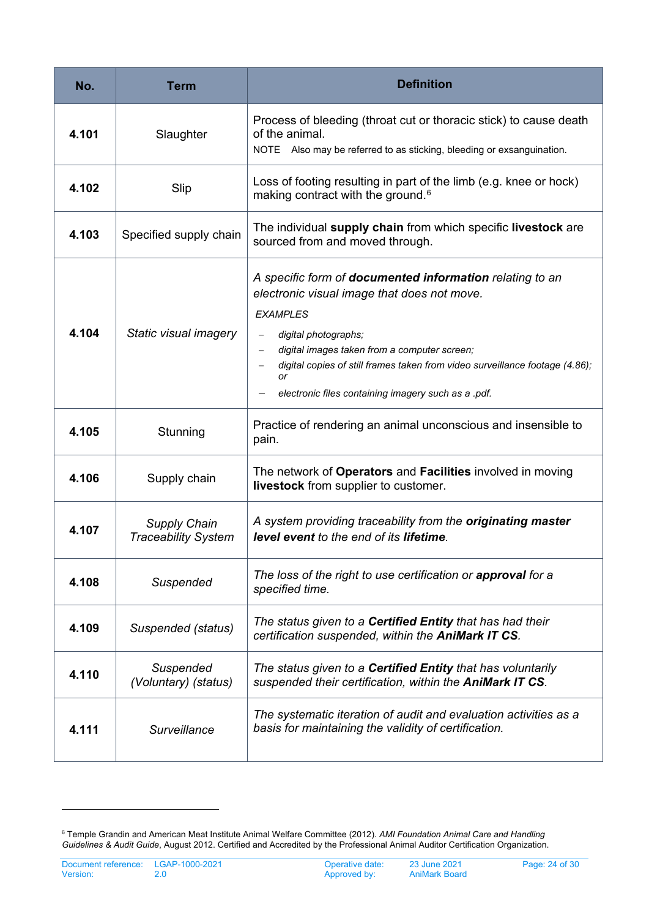| No. | Term | Definition |
|---|---|---|
| **4.101** | Slaughter | Process of bleeding (throat cut or thoracic stick) to cause death of the animal.<br>NOTE Also may be referred to as sticking, bleeding or exsanguination. |
| **4.102** | Slip | Loss of footing resulting in part of the limb (e.g. knee or hock) making contract with the ground.[6] |
| **4.103** | Specified supply chain | The individual **supply chain** from which specific **livestock** are sourced from and moved through. |
| **4.104** | *Static visual imagery* | *A specific form of **documented information** relating to an electronic visual image that does not move.*<br>*EXAMPLES*<br>– *digital photographs;*<br>– *digital images taken from a computer screen;*<br>– *digital copies of still frames taken from video surveillance footage (4.86); or*<br>– *electronic files containing imagery such as a .pdf.* |
| **4.105** | Stunning | Practice of rendering an animal unconscious and insensible to pain. |
| **4.106** | Supply chain | The network of **Operators** and **Facilities** involved in moving **livestock** from supplier to customer. |
| **4.107** | *Supply Chain Traceability System* | *A system providing traceability from the **originating master level event** to the end of its **lifetime**.* |
| **4.108** | *Suspended* | *The loss of the right to use certification or **approval** for a specified time.* |
| **4.109** | *Suspended (status)* | *The status given to a **Certified Entity** that has had their certification suspended, within the **AniMark IT CS**.* |
| **4.110** | *Suspended (Voluntary) (status)* | *The status given to a **Certified Entity** that has voluntarily suspended their certification, within the **AniMark IT CS**.* |
| **4.111** | *Surveillance* | *The systematic iteration of audit and evaluation activities as a basis for maintaining the validity of certification.* |

[6] Temple Grandin and American Meat Institute Animal Welfare Committee (2012). *AMI Foundation Animal Care and Handling Guidelines & Audit Guide*, August 2012. Certified and Accredited by the Professional Animal Auditor Certification Organization.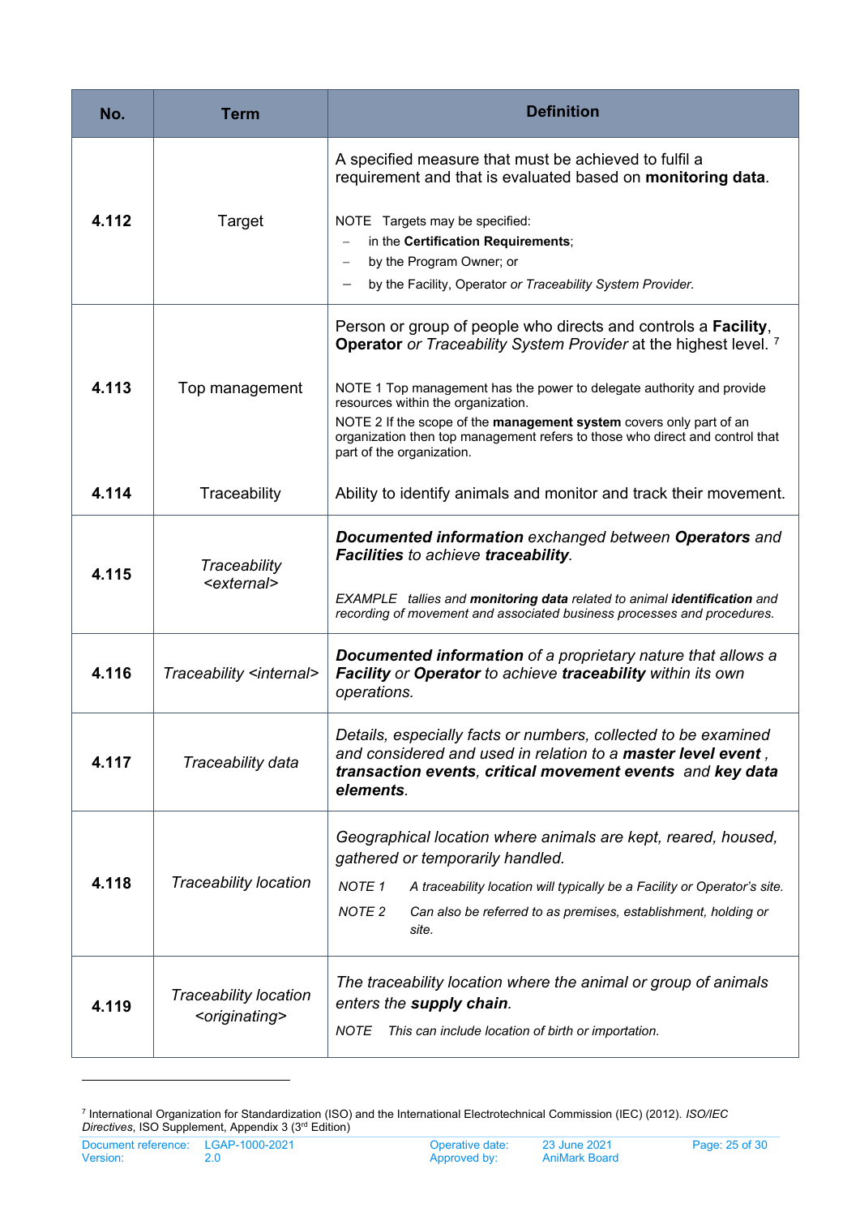| No. | Term | Definition |
|---|---|---|
| **4.112** | Target | A specified measure that must be achieved to fulfil a requirement and that is evaluated based on **monitoring data**.<br><br>NOTE Targets may be specified:<br>– in the **Certification Requirements**;<br>– by the Program Owner; or<br>– by the Facility, Operator *or Traceability System Provider.* |
| **4.113** | Top management | Person or group of people who directs and controls a **Facility**, **Operator** *or Traceability System Provider* at the highest level. [7]<br><br>NOTE 1 Top management has the power to delegate authority and provide resources within the organization.<br>NOTE 2 If the scope of the **management system** covers only part of an organization then top management refers to those who direct and control that part of the organization. |
| **4.114** | Traceability | Ability to identify animals and monitor and track their movement. |
| **4.115** | *Traceability <external>* | ***Documented information*** *exchanged between* ***Operators*** *and* ***Facilities*** *to achieve* ***traceability****.*<br><br>*EXAMPLE tallies and* ***monitoring data*** *related to animal* ***identification*** *and recording of movement and associated business processes and procedures.* |
| **4.116** | *Traceability <internal>* | ***Documented information*** *of a proprietary nature that allows a* ***Facility*** *or* ***Operator*** *to achieve* ***traceability*** *within its own operations.* |
| **4.117** | *Traceability data* | *Details, especially facts or numbers, collected to be examined and considered and used in relation to a* ***master level event*** *,* ***transaction events****,* ***critical movement events*** *and* ***key data elements****.* |
| **4.118** | *Traceability location* | *Geographical location where animals are kept, reared, housed, gathered or temporarily handled.*<br><br>*NOTE 1 A traceability location will typically be a Facility or Operator's site.*<br>*NOTE 2 Can also be referred to as premises, establishment, holding or site.* |
| **4.119** | *Traceability location <originating>* | *The traceability location where the animal or group of animals enters the* ***supply chain****.*<br><br>*NOTE This can include location of birth or importation.* |

[7] International Organization for Standardization (ISO) and the International Electrotechnical Commission (IEC) (2012). *ISO/IEC Directives*, ISO Supplement, Appendix 3 (3rd Edition)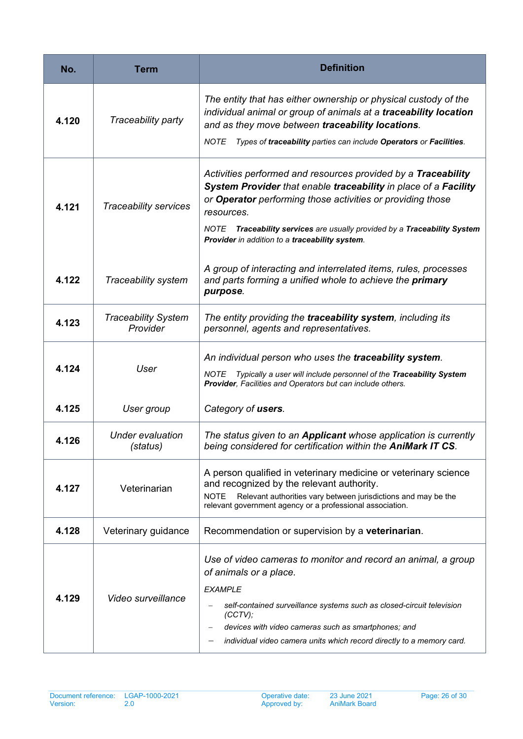| No. | Term | Definition |
|---|---|---|
| **4.120** | *Traceability party* | *The entity that has either ownership or physical custody of the individual animal or group of animals at a **traceability location** and as they move between **traceability locations**.* <br> *NOTE Types of **traceability** parties can include **Operators** or **Facilities**.* |
| **4.121** | *Traceability services* | *Activities performed and resources provided by a **Traceability System Provider** that enable **traceability** in place of a **Facility** or **Operator** performing those activities or providing those resources.* <br> *NOTE **Traceability services** are usually provided by a **Traceability System Provider** in addition to a **traceability system**.* |
| **4.122** | *Traceability system* | *A group of interacting and interrelated items, rules, processes and parts forming a unified whole to achieve the **primary purpose**.* |
| **4.123** | *Traceability System Provider* | *The entity providing the **traceability system**, including its personnel, agents and representatives.* |
| **4.124** | *User* | *An individual person who uses the **traceability system**.* <br> *NOTE Typically a user will include personnel of the **Traceability System Provider**, Facilities and Operators but can include others.* |
| **4.125** | *User group* | *Category of **users**.* |
| **4.126** | *Under evaluation (status)* | *The status given to an **Applicant** whose application is currently being considered for certification within the **AniMark IT CS**.* |
| **4.127** | Veterinarian | A person qualified in veterinary medicine or veterinary science and recognized by the relevant authority. <br> NOTE Relevant authorities vary between jurisdictions and may be the relevant government agency or a professional association. |
| **4.128** | Veterinary guidance | Recommendation or supervision by a **veterinarian**. |
| **4.129** | *Video surveillance* | *Use of video cameras to monitor and record an animal, a group of animals or a place.* <br> *EXAMPLE* <br> – *self-contained surveillance systems such as closed-circuit television (CCTV);* <br> – *devices with video cameras such as smartphones; and* <br> – *individual video camera units which record directly to a memory card.* |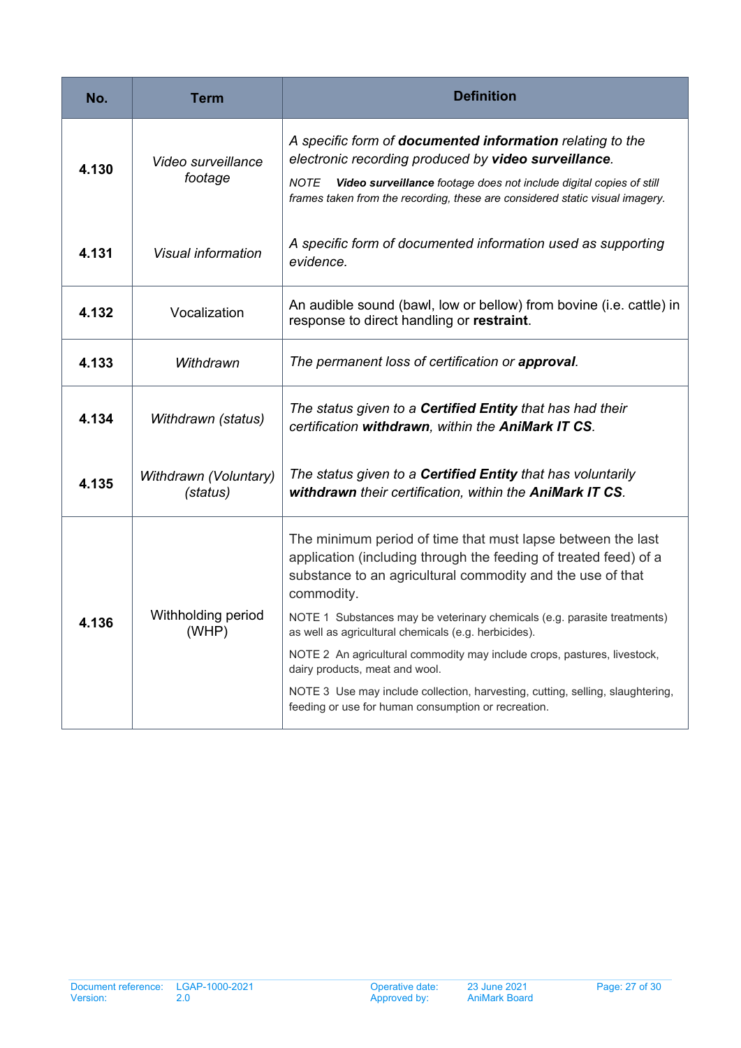| No. | Term | Definition |
|---|---|---|
| **4.130** | *Video surveillance footage* | *A specific form of* ***documented information*** *relating to the electronic recording produced by* ***video surveillance****.*<br>*NOTE* ***Video surveillance*** *footage does not include digital copies of still frames taken from the recording, these are considered static visual imagery.* |
| **4.131** | *Visual information* | *A specific form of documented information used as supporting evidence.* |
| **4.132** | Vocalization | An audible sound (bawl, low or bellow) from bovine (i.e. cattle) in response to direct handling or **restraint**. |
| **4.133** | *Withdrawn* | *The permanent loss of certification or* ***approval****.* |
| **4.134** | *Withdrawn (status)* | *The status given to a* ***Certified Entity*** *that has had their certification* ***withdrawn****, within the* ***AniMark IT CS****.* |
| **4.135** | *Withdrawn (Voluntary) (status)* | *The status given to a* ***Certified Entity*** *that has voluntarily* ***withdrawn*** *their certification, within the* ***AniMark IT CS****.* |
| **4.136** | Withholding period (WHP) | The minimum period of time that must lapse between the last application (including through the feeding of treated feed) of a substance to an agricultural commodity and the use of that commodity.<br>NOTE 1 Substances may be veterinary chemicals (e.g. parasite treatments) as well as agricultural chemicals (e.g. herbicides).<br>NOTE 2 An agricultural commodity may include crops, pastures, livestock, dairy products, meat and wool.<br>NOTE 3 Use may include collection, harvesting, cutting, selling, slaughtering, feeding or use for human consumption or recreation. |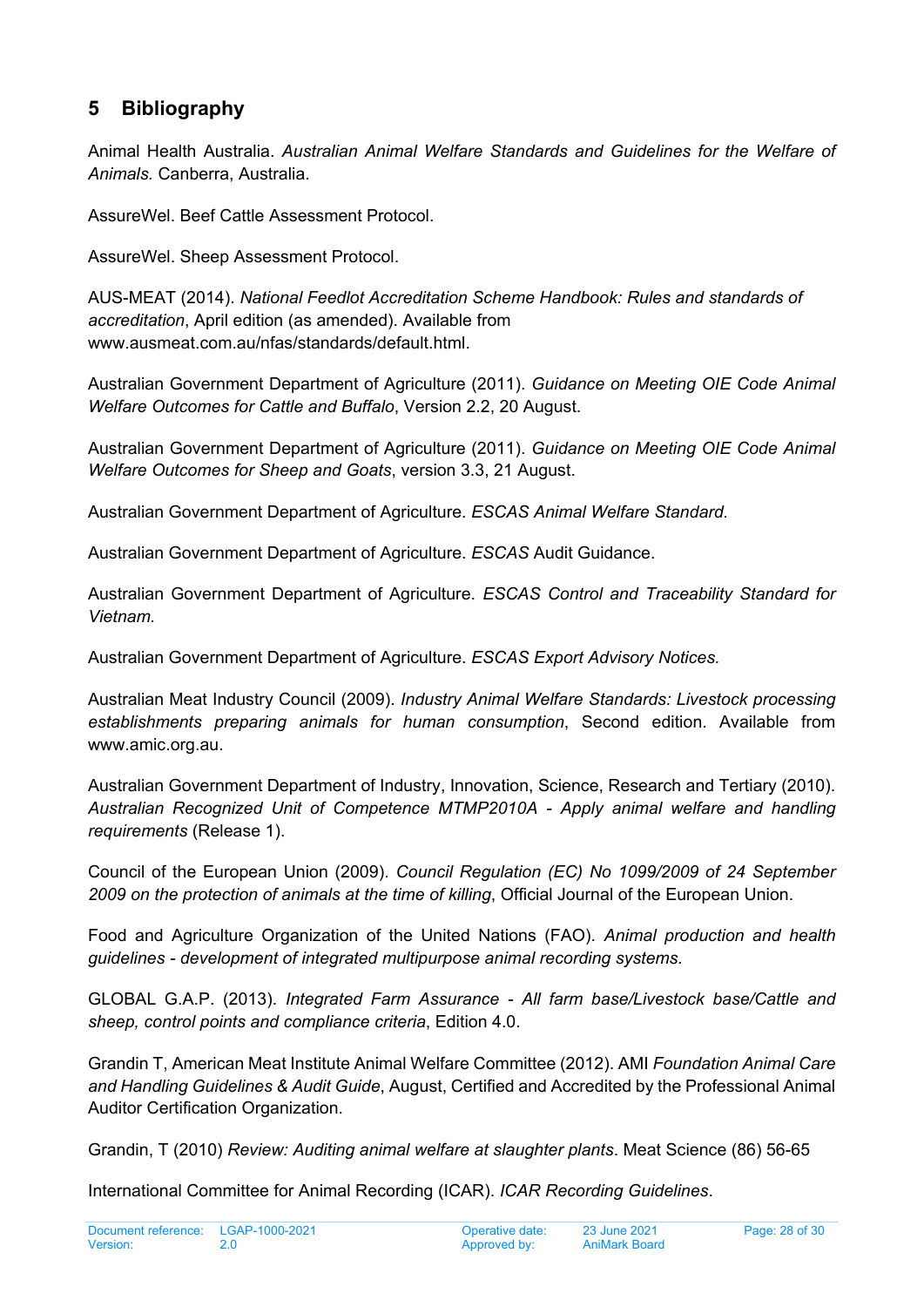## 5 Bibliography

Animal Health Australia. *Australian Animal Welfare Standards and Guidelines for the Welfare of Animals.* Canberra, Australia.

AssureWel. Beef Cattle Assessment Protocol.

AssureWel. Sheep Assessment Protocol.

AUS-MEAT (2014). *National Feedlot Accreditation Scheme Handbook: Rules and standards of accreditation*, April edition (as amended). Available from www.ausmeat.com.au/nfas/standards/default.html.

Australian Government Department of Agriculture (2011). *Guidance on Meeting OIE Code Animal Welfare Outcomes for Cattle and Buffalo*, Version 2.2, 20 August.

Australian Government Department of Agriculture (2011). *Guidance on Meeting OIE Code Animal Welfare Outcomes for Sheep and Goats*, version 3.3, 21 August.

Australian Government Department of Agriculture. *ESCAS Animal Welfare Standard.*

Australian Government Department of Agriculture. *ESCAS* Audit Guidance.

Australian Government Department of Agriculture. *ESCAS Control and Traceability Standard for Vietnam.*

Australian Government Department of Agriculture. *ESCAS Export Advisory Notices.*

Australian Meat Industry Council (2009). *Industry Animal Welfare Standards: Livestock processing establishments preparing animals for human consumption*, Second edition. Available from www.amic.org.au.

Australian Government Department of Industry, Innovation, Science, Research and Tertiary (2010). *Australian Recognized Unit of Competence MTMP2010A - Apply animal welfare and handling requirements* (Release 1).

Council of the European Union (2009). *Council Regulation (EC) No 1099/2009 of 24 September 2009 on the protection of animals at the time of killing*, Official Journal of the European Union.

Food and Agriculture Organization of the United Nations (FAO). *Animal production and health guidelines - development of integrated multipurpose animal recording systems.*

GLOBAL G.A.P. (2013). *Integrated Farm Assurance - All farm base/Livestock base/Cattle and sheep, control points and compliance criteria*, Edition 4.0.

Grandin T, American Meat Institute Animal Welfare Committee (2012). AMI *Foundation Animal Care and Handling Guidelines & Audit Guide*, August, Certified and Accredited by the Professional Animal Auditor Certification Organization.

Grandin, T (2010) *Review: Auditing animal welfare at slaughter plants*. Meat Science (86) 56-65

International Committee for Animal Recording (ICAR). *ICAR Recording Guidelines*.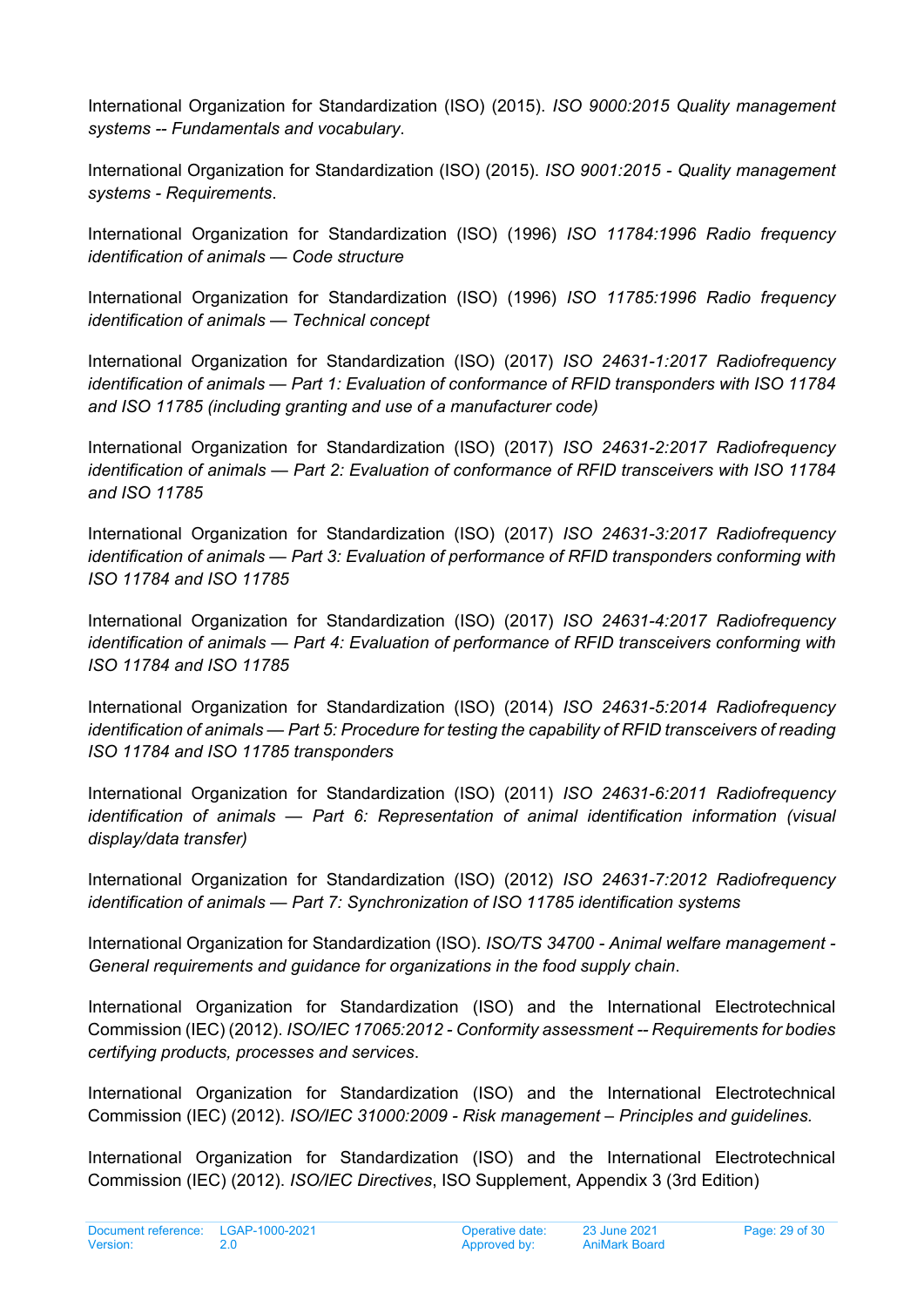International Organization for Standardization (ISO) (2015). *ISO 9000:2015 Quality management systems -- Fundamentals and vocabulary.*

International Organization for Standardization (ISO) (2015). *ISO 9001:2015 - Quality management systems - Requirements*.

International Organization for Standardization (ISO) (1996) *ISO 11784:1996 Radio frequency identification of animals — Code structure*

International Organization for Standardization (ISO) (1996) *ISO 11785:1996 Radio frequency identification of animals — Technical concept*

International Organization for Standardization (ISO) (2017) *ISO 24631-1:2017 Radiofrequency identification of animals — Part 1: Evaluation of conformance of RFID transponders with ISO 11784 and ISO 11785 (including granting and use of a manufacturer code)*

International Organization for Standardization (ISO) (2017) *ISO 24631-2:2017 Radiofrequency identification of animals — Part 2: Evaluation of conformance of RFID transceivers with ISO 11784 and ISO 11785*

International Organization for Standardization (ISO) (2017) *ISO 24631-3:2017 Radiofrequency identification of animals — Part 3: Evaluation of performance of RFID transponders conforming with ISO 11784 and ISO 11785*

International Organization for Standardization (ISO) (2017) *ISO 24631-4:2017 Radiofrequency identification of animals — Part 4: Evaluation of performance of RFID transceivers conforming with ISO 11784 and ISO 11785*

International Organization for Standardization (ISO) (2014) *ISO 24631-5:2014 Radiofrequency identification of animals — Part 5: Procedure for testing the capability of RFID transceivers of reading ISO 11784 and ISO 11785 transponders*

International Organization for Standardization (ISO) (2011) *ISO 24631-6:2011 Radiofrequency identification of animals — Part 6: Representation of animal identification information (visual display/data transfer)*

International Organization for Standardization (ISO) (2012) *ISO 24631-7:2012 Radiofrequency identification of animals — Part 7: Synchronization of ISO 11785 identification systems*

International Organization for Standardization (ISO). *ISO/TS 34700 - Animal welfare management - General requirements and guidance for organizations in the food supply chain*.

International Organization for Standardization (ISO) and the International Electrotechnical Commission (IEC) (2012). *ISO/IEC 17065:2012 - Conformity assessment -- Requirements for bodies certifying products, processes and services*.

International Organization for Standardization (ISO) and the International Electrotechnical Commission (IEC) (2012). *ISO/IEC 31000:2009 - Risk management – Principles and guidelines.*

International Organization for Standardization (ISO) and the International Electrotechnical Commission (IEC) (2012). *ISO/IEC Directives*, ISO Supplement, Appendix 3 (3rd Edition)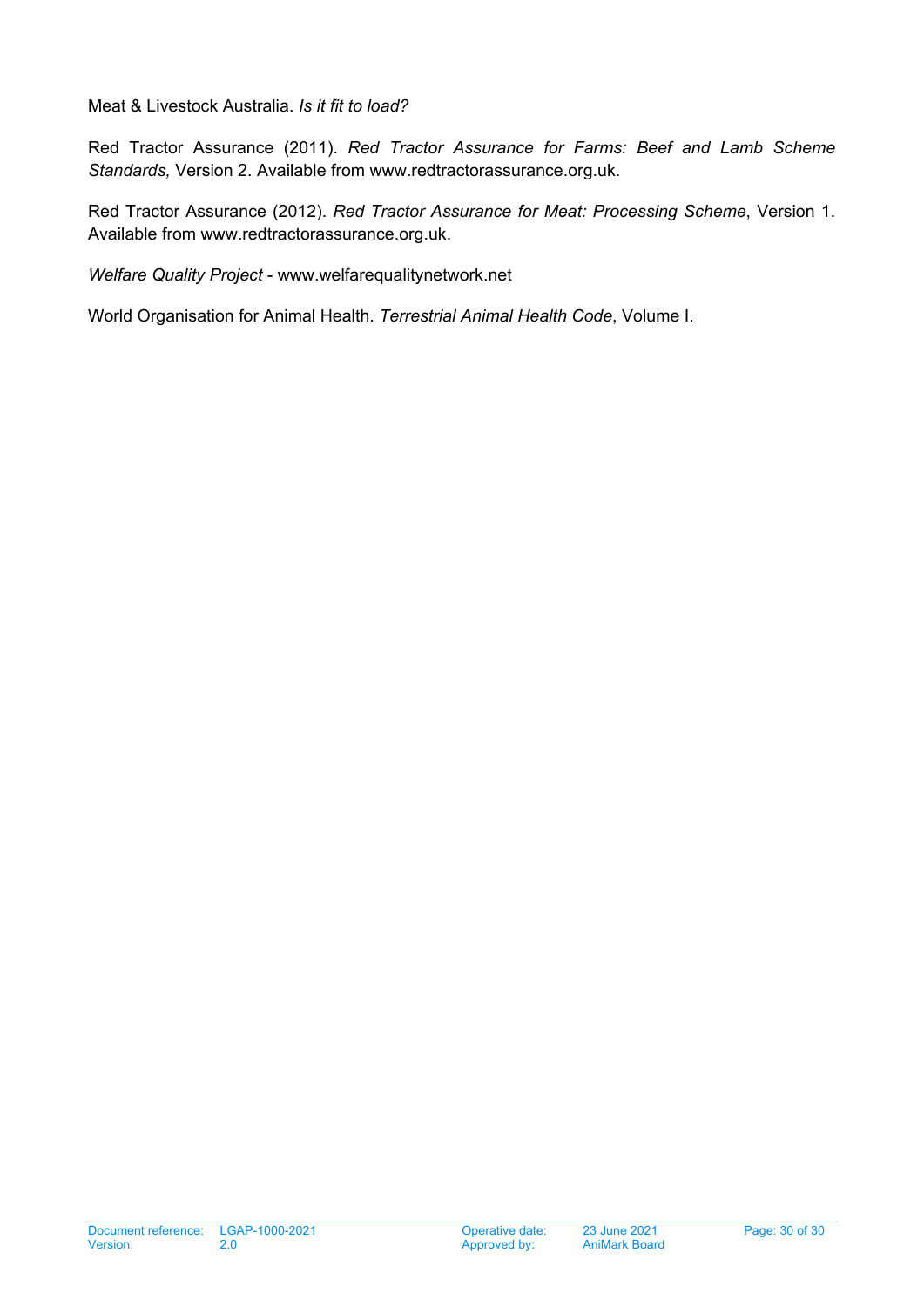Meat & Livestock Australia. *Is it fit to load?*

Red Tractor Assurance (2011). *Red Tractor Assurance for Farms: Beef and Lamb Scheme Standards,* Version 2. Available from www.redtractorassurance.org.uk.

Red Tractor Assurance (2012). *Red Tractor Assurance for Meat: Processing Scheme*, Version 1. Available from www.redtractorassurance.org.uk.

*Welfare Quality Project* - www.welfarequalitynetwork.net

World Organisation for Animal Health. *Terrestrial Animal Health Code*, Volume I.